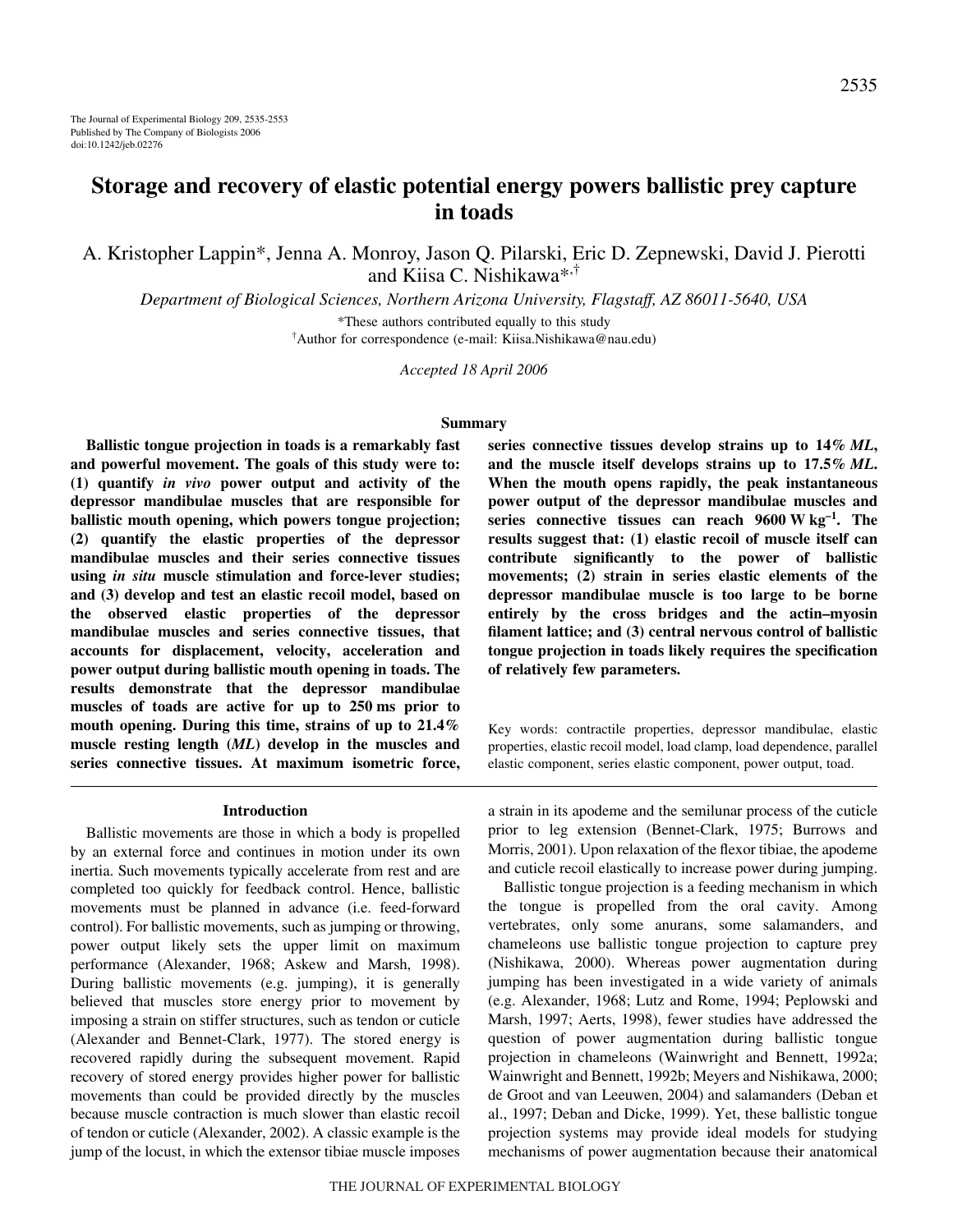# Storage and recovery of elastic potential energy powers ballistic prey capture in toads

A. Kristopher Lappin*, Jenna A. Monroy, Jason Q. Pilarski, Eric D. Zepnewski, David J. Pierotti and Kiisa C. Nishikawa*,†

*Department of Biological Sciences, Northern Arizona University, Flagstaff, AZ 86011-5640, USA*

*These authors contributed equally to this study

†Author for correspondence (e-mail: Kiisa.Nishikawa@nau.edu)

*Accepted 18 April 2006*

## Summary

**Ballistic tongue projection in toads is a remarkably fast and powerful movement. The goals of this study were to: (1) quantify *in vivo* power output and activity of the depressor mandibulae muscles that are responsible for ballistic mouth opening, which powers tongue projection; (2) quantify the elastic properties of the depressor mandibulae muscles and their series connective tissues using *in situ* muscle stimulation and force-lever studies; and (3) develop and test an elastic recoil model, based on the observed elastic properties of the depressor mandibulae muscles and series connective tissues, that accounts for displacement, velocity, acceleration and power output during ballistic mouth opening in toads. The results demonstrate that the depressor mandibulae muscles of toads are active for up to 250 ms prior to mouth opening. During this time, strains of up to 21.4% muscle resting length (*ML*) develop in the muscles and series connective tissues. At maximum isometric force, series connective tissues develop strains up to 14% *ML*, and the muscle itself develops strains up to 17.5% *ML*. When the mouth opens rapidly, the peak instantaneous power output of the depressor mandibulae muscles and series connective tissues can reach 9600 W kg$^{-1}$. The results suggest that: (1) elastic recoil of muscle itself can contribute significantly to the power of ballistic movements; (2) strain in series elastic elements of the depressor mandibulae muscle is too large to be borne entirely by the cross bridges and the actin–myosin filament lattice; and (3) central nervous control of ballistic tongue projection in toads likely requires the specification of relatively few parameters.**

Key words: contractile properties, depressor mandibulae, elastic properties, elastic recoil model, load clamp, load dependence, parallel elastic component, series elastic component, power output, toad.

## Introduction

Ballistic movements are those in which a body is propelled by an external force and continues in motion under its own inertia. Such movements typically accelerate from rest and are completed too quickly for feedback control. Hence, ballistic movements must be planned in advance (i.e. feed-forward control). For ballistic movements, such as jumping or throwing, power output likely sets the upper limit on maximum performance (Alexander, 1968; Askew and Marsh, 1998). During ballistic movements (e.g. jumping), it is generally believed that muscles store energy prior to movement by imposing a strain on stiffer structures, such as tendon or cuticle (Alexander and Bennet-Clark, 1977). The stored energy is recovered rapidly during the subsequent movement. Rapid recovery of stored energy provides higher power for ballistic movements than could be provided directly by the muscles because muscle contraction is much slower than elastic recoil of tendon or cuticle (Alexander, 2002). A classic example is the jump of the locust, in which the extensor tibiae muscle imposes a strain in its apodeme and the semilunar process of the cuticle prior to leg extension (Bennet-Clark, 1975; Burrows and Morris, 2001). Upon relaxation of the flexor tibiae, the apodeme and cuticle recoil elastically to increase power during jumping.

Ballistic tongue projection is a feeding mechanism in which the tongue is propelled from the oral cavity. Among vertebrates, only some anurans, some salamanders, and chameleons use ballistic tongue projection to capture prey (Nishikawa, 2000). Whereas power augmentation during jumping has been investigated in a wide variety of animals (e.g. Alexander, 1968; Lutz and Rome, 1994; Peplowski and Marsh, 1997; Aerts, 1998), fewer studies have addressed the question of power augmentation during ballistic tongue projection in chameleons (Wainwright and Bennett, 1992a; Wainwright and Bennett, 1992b; Meyers and Nishikawa, 2000; de Groot and van Leeuwen, 2004) and salamanders (Deban et al., 1997; Deban and Dicke, 1999). Yet, these ballistic tongue projection systems may provide ideal models for studying mechanisms of power augmentation because their anatomical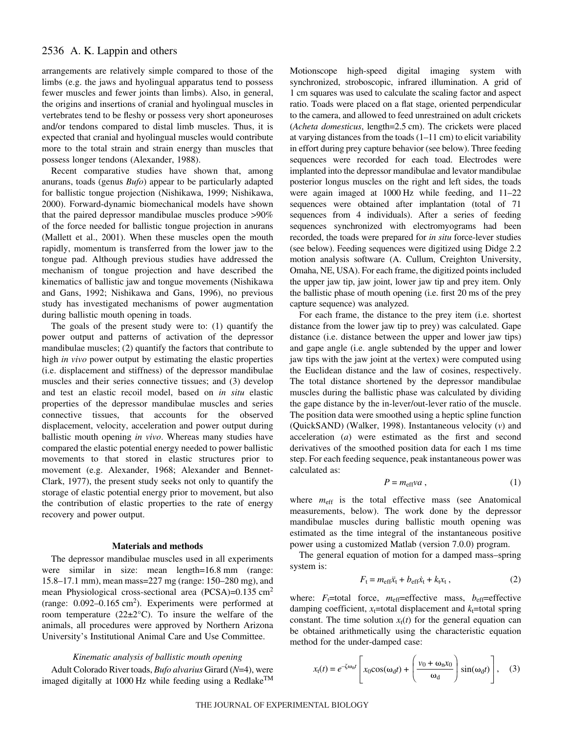arrangements are relatively simple compared to those of the limbs (e.g. the jaws and hyolingual apparatus tend to possess fewer muscles and fewer joints than limbs). Also, in general, the origins and insertions of cranial and hyolingual muscles in vertebrates tend to be fleshy or possess very short aponeuroses and/or tendons compared to distal limb muscles. Thus, it is expected that cranial and hyolingual muscles would contribute more to the total strain and strain energy than muscles that possess longer tendons (Alexander, 1988).

Recent comparative studies have shown that, among anurans, toads (genus *Bufo*) appear to be particularly adapted for ballistic tongue projection (Nishikawa, 1999; Nishikawa, 2000). Forward-dynamic biomechanical models have shown that the paired depressor mandibulae muscles produce >90% of the force needed for ballistic tongue projection in anurans (Mallett et al., 2001). When these muscles open the mouth rapidly, momentum is transferred from the lower jaw to the tongue pad. Although previous studies have addressed the mechanism of tongue projection and have described the kinematics of ballistic jaw and tongue movements (Nishikawa and Gans, 1992; Nishikawa and Gans, 1996), no previous study has investigated mechanisms of power augmentation during ballistic mouth opening in toads.

The goals of the present study were to: (1) quantify the power output and patterns of activation of the depressor mandibulae muscles; (2) quantify the factors that contribute to high *in vivo* power output by estimating the elastic properties (i.e. displacement and stiffness) of the depressor mandibulae muscles and their series connective tissues; and (3) develop and test an elastic recoil model, based on *in situ* elastic properties of the depressor mandibulae muscles and series connective tissues, that accounts for the observed displacement, velocity, acceleration and power output during ballistic mouth opening *in vivo*. Whereas many studies have compared the elastic potential energy needed to power ballistic movements to that stored in elastic structures prior to movement (e.g. Alexander, 1968; Alexander and Bennet-Clark, 1977), the present study seeks not only to quantify the storage of elastic potential energy prior to movement, but also the contribution of elastic properties to the rate of energy recovery and power output.

## Materials and methods

The depressor mandibulae muscles used in all experiments were similar in size: mean length=16.8 mm (range: 15.8–17.1 mm), mean mass=227 mg (range: 150–280 mg), and mean Physiological cross-sectional area (PCSA)=0.135 $cm^2$ (range: 0.092–0.165 $cm^2$). Experiments were performed at room temperature (22±2°C). To insure the welfare of the animals, all procedures were approved by Northern Arizona University's Institutional Animal Care and Use Committee.

### *Kinematic analysis of ballistic mouth opening*

Adult Colorado River toads, *Bufo alvarius* Girard (*N*=4), were imaged digitally at 1000 Hz while feeding using a Redlake™ Motionscope high-speed digital imaging system with synchronized, stroboscopic, infrared illumination. A grid of 1 cm squares was used to calculate the scaling factor and aspect ratio. Toads were placed on a flat stage, oriented perpendicular to the camera, and allowed to feed unrestrained on adult crickets (*Acheta domesticus*, length=2.5 cm). The crickets were placed at varying distances from the toads (1–11 cm) to elicit variability in effort during prey capture behavior (see below). Three feeding sequences were recorded for each toad. Electrodes were implanted into the depressor mandibulae and levator mandibulae posterior longus muscles on the right and left sides, the toads were again imaged at 1000 Hz while feeding, and 11–22 sequences were obtained after implantation (total of 71 sequences from 4 individuals). After a series of feeding sequences synchronized with electromyograms had been recorded, the toads were prepared for *in situ* force-lever studies (see below). Feeding sequences were digitized using Didge 2.2 motion analysis software (A. Cullum, Creighton University, Omaha, NE, USA). For each frame, the digitized points included the upper jaw tip, jaw joint, lower jaw tip and prey item. Only the ballistic phase of mouth opening (i.e. first 20 ms of the prey capture sequence) was analyzed.

For each frame, the distance to the prey item (i.e. shortest distance from the lower jaw tip to prey) was calculated. Gape distance (i.e. distance between the upper and lower jaw tips) and gape angle (i.e. angle subtended by the upper and lower jaw tips with the jaw joint at the vertex) were computed using the Euclidean distance and the law of cosines, respectively. The total distance shortened by the depressor mandibulae muscles during the ballistic phase was calculated by dividing the gape distance by the in-lever/out-lever ratio of the muscle. The position data were smoothed using a heptic spline function (QuickSAND) (Walker, 1998). Instantaneous velocity ($v$) and acceleration ($a$) were estimated as the first and second derivatives of the smoothed position data for each 1 ms time step. For each feeding sequence, peak instantaneous power was calculated as:

$$P = m_{\mathrm{eff}} v a\,, \tag{1}$$

where $m_{\mathrm{eff}}$ is the total effective mass (see Anatomical measurements, below). The work done by the depressor mandibulae muscles during ballistic mouth opening was estimated as the time integral of the instantaneous positive power using a customized Matlab (version 7.0.0) program.

The general equation of motion for a damped mass–spring system is:

$$F_{\mathrm{t}} = m_{\mathrm{eff}}\ddot{x}_{\mathrm{t}} + b_{\mathrm{eff}}\dot{x}_{\mathrm{t}} + k_{\mathrm{t}}x_{\mathrm{t}}\,, \tag{2}$$

where: $F_{\mathrm{t}}$=total force, $m_{\mathrm{eff}}$=effective mass, $b_{\mathrm{eff}}$=effective damping coefficient, $x_{\mathrm{t}}$=total displacement and $k_{\mathrm{t}}$=total spring constant. The time solution $x_{\mathrm{t}}(t)$ for the general equation can be obtained arithmetically using the characteristic equation method for the under-damped case:

$$x_{\mathrm{t}}(t) = e^{-\zeta\omega_{\mathrm{n}}t}\left[x_0\cos(\omega_{\mathrm{d}}t) + \left(\frac{v_0 + \omega_{\mathrm{n}}x_0}{\omega_{\mathrm{d}}}\right)\sin(\omega_{\mathrm{d}}t)\right], \tag{3}$$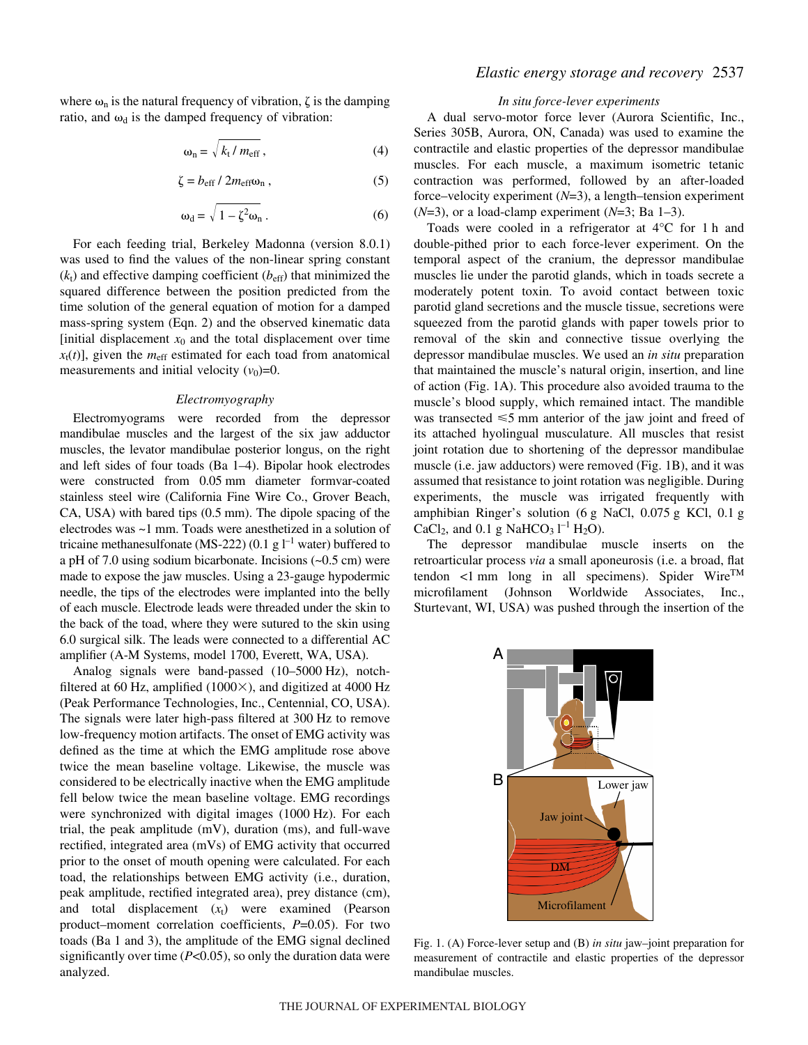where $\omega_n$ is the natural frequency of vibration, $\zeta$ is the damping ratio, and $\omega_d$ is the damped frequency of vibration:

$$\omega_n = \sqrt{k_t / m_{eff}}\,, \tag{4}$$

$$\zeta = b_{eff} / 2m_{eff}\omega_n\,, \tag{5}$$

$$\omega_d = \sqrt{1 - \zeta^2 \omega_n}\,. \tag{6}$$

For each feeding trial, Berkeley Madonna (version 8.0.1) was used to find the values of the non-linear spring constant ($k_t$) and effective damping coefficient ($b_{eff}$) that minimized the squared difference between the position predicted from the time solution of the general equation of motion for a damped mass-spring system (Eqn. 2) and the observed kinematic data [initial displacement $x_0$ and the total displacement over time $x_t(t)$], given the $m_{eff}$ estimated for each toad from anatomical measurements and initial velocity ($v_0$)=0.

### *Electromyography*

Electromyograms were recorded from the depressor mandibulae muscles and the largest of the six jaw adductor muscles, the levator mandibulae posterior longus, on the right and left sides of four toads (Ba 1–4). Bipolar hook electrodes were constructed from 0.05 mm diameter formvar-coated stainless steel wire (California Fine Wire Co., Grover Beach, CA, USA) with bared tips (0.5 mm). The dipole spacing of the electrodes was ~1 mm. Toads were anesthetized in a solution of tricaine methanesulfonate (MS-222) (0.1 g $l^{-1}$ water) buffered to a pH of 7.0 using sodium bicarbonate. Incisions (~0.5 cm) were made to expose the jaw muscles. Using a 23-gauge hypodermic needle, the tips of the electrodes were implanted into the belly of each muscle. Electrode leads were threaded under the skin to the back of the toad, where they were sutured to the skin using 6.0 surgical silk. The leads were connected to a differential AC amplifier (A-M Systems, model 1700, Everett, WA, USA).

Analog signals were band-passed (10–5000 Hz), notch-filtered at 60 Hz, amplified (1000×), and digitized at 4000 Hz (Peak Performance Technologies, Inc., Centennial, CO, USA). The signals were later high-pass filtered at 300 Hz to remove low-frequency motion artifacts. The onset of EMG activity was defined as the time at which the EMG amplitude rose above twice the mean baseline voltage. Likewise, the muscle was considered to be electrically inactive when the EMG amplitude fell below twice the mean baseline voltage. EMG recordings were synchronized with digital images (1000 Hz). For each trial, the peak amplitude (mV), duration (ms), and full-wave rectified, integrated area (mVs) of EMG activity that occurred prior to the onset of mouth opening were calculated. For each toad, the relationships between EMG activity (i.e., duration, peak amplitude, rectified integrated area), prey distance (cm), and total displacement ($x_t$) were examined (Pearson product–moment correlation coefficients, $P$=0.05). For two toads (Ba 1 and 3), the amplitude of the EMG signal declined significantly over time ($P$<0.05), so only the duration data were analyzed.

### *In situ force-lever experiments*

A dual servo-motor force lever (Aurora Scientific, Inc., Series 305B, Aurora, ON, Canada) was used to examine the contractile and elastic properties of the depressor mandibulae muscles. For each muscle, a maximum isometric tetanic contraction was performed, followed by an after-loaded force–velocity experiment ($N$=3), a length–tension experiment ($N$=3), or a load-clamp experiment ($N$=3; Ba 1–3).

Toads were cooled in a refrigerator at 4°C for 1 h and double-pithed prior to each force-lever experiment. On the temporal aspect of the cranium, the depressor mandibulae muscles lie under the parotid glands, which in toads secrete a moderately potent toxin. To avoid contact between toxic parotid gland secretions and the muscle tissue, secretions were squeezed from the parotid glands with paper towels prior to removal of the skin and connective tissue overlying the depressor mandibulae muscles. We used an *in situ* preparation that maintained the muscle's natural origin, insertion, and line of action (Fig. 1A). This procedure also avoided trauma to the muscle's blood supply, which remained intact. The mandible was transected ≤5 mm anterior of the jaw joint and freed of its attached hyolingual musculature. All muscles that resist joint rotation due to shortening of the depressor mandibulae muscle (i.e. jaw adductors) were removed (Fig. 1B), and it was assumed that resistance to joint rotation was negligible. During experiments, the muscle was irrigated frequently with amphibian Ringer's solution (6 g NaCl, 0.075 g KCl, 0.1 g $CaCl_2$, and 0.1 g $NaHCO_3$ $l^{-1}$ $H_2O$).

The depressor mandibulae muscle inserts on the retroarticular process *via* a small aponeurosis (i.e. a broad, flat tendon <1 mm long in all specimens). Spider Wire™ microfilament (Johnson Worldwide Associates, Inc., Sturtevant, WI, USA) was pushed through the insertion of the

Fig. 1. (A) Force-lever setup and (B) *in situ* jaw–joint preparation for measurement of contractile and elastic properties of the depressor mandibulae muscles.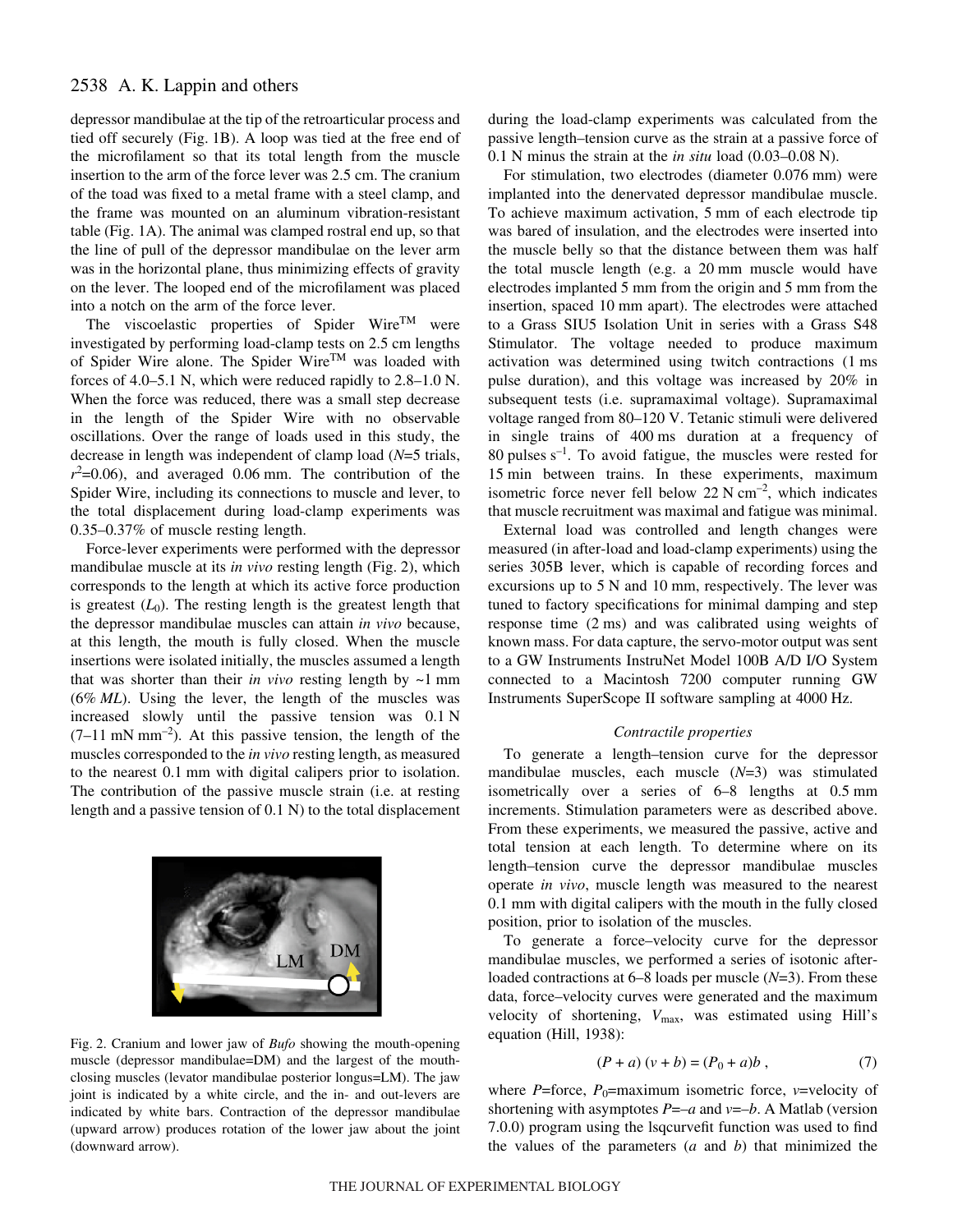depressor mandibulae at the tip of the retroarticular process and tied off securely (Fig. 1B). A loop was tied at the free end of the microfilament so that its total length from the muscle insertion to the arm of the force lever was 2.5 cm. The cranium of the toad was fixed to a metal frame with a steel clamp, and the frame was mounted on an aluminum vibration-resistant table (Fig. 1A). The animal was clamped rostral end up, so that the line of pull of the depressor mandibulae on the lever arm was in the horizontal plane, thus minimizing effects of gravity on the lever. The looped end of the microfilament was placed into a notch on the arm of the force lever.

The viscoelastic properties of Spider Wire™ were investigated by performing load-clamp tests on 2.5 cm lengths of Spider Wire alone. The Spider Wire™ was loaded with forces of 4.0–5.1 N, which were reduced rapidly to 2.8–1.0 N. When the force was reduced, there was a small step decrease in the length of the Spider Wire with no observable oscillations. Over the range of loads used in this study, the decrease in length was independent of clamp load ($N$=5 trials, $r^2$=0.06), and averaged 0.06 mm. The contribution of the Spider Wire, including its connections to muscle and lever, to the total displacement during load-clamp experiments was 0.35–0.37% of muscle resting length.

Force-lever experiments were performed with the depressor mandibulae muscle at its *in vivo* resting length (Fig. 2), which corresponds to the length at which its active force production is greatest ($L_0$). The resting length is the greatest length that the depressor mandibulae muscles can attain *in vivo* because, at this length, the mouth is fully closed. When the muscle insertions were isolated initially, the muscles assumed a length that was shorter than their *in vivo* resting length by ~1 mm (6% *ML*). Using the lever, the length of the muscles was increased slowly until the passive tension was 0.1 N (7–11 mN mm$^{-2}$). At this passive tension, the length of the muscles corresponded to the *in vivo* resting length, as measured to the nearest 0.1 mm with digital calipers prior to isolation. The contribution of the passive muscle strain (i.e. at resting length and a passive tension of 0.1 N) to the total displacement during the load-clamp experiments was calculated from the passive length–tension curve as the strain at a passive force of 0.1 N minus the strain at the *in situ* load (0.03–0.08 N).

Fig. 2. Cranium and lower jaw of *Bufo* showing the mouth-opening muscle (depressor mandibulae=DM) and the largest of the mouth-closing muscles (levator mandibulae posterior longus=LM). The jaw joint is indicated by a white circle, and the in- and out-levers are indicated by white bars. Contraction of the depressor mandibulae (upward arrow) produces rotation of the lower jaw about the joint (downward arrow).

For stimulation, two electrodes (diameter 0.076 mm) were implanted into the denervated depressor mandibulae muscle. To achieve maximum activation, 5 mm of each electrode tip was bared of insulation, and the electrodes were inserted into the muscle belly so that the distance between them was half the total muscle length (e.g. a 20 mm muscle would have electrodes implanted 5 mm from the origin and 5 mm from the insertion, spaced 10 mm apart). The electrodes were attached to a Grass SIU5 Isolation Unit in series with a Grass S48 Stimulator. The voltage needed to produce maximum activation was determined using twitch contractions (1 ms pulse duration), and this voltage was increased by 20% in subsequent tests (i.e. supramaximal voltage). Supramaximal voltage ranged from 80–120 V. Tetanic stimuli were delivered in single trains of 400 ms duration at a frequency of 80 pulses s$^{-1}$. To avoid fatigue, the muscles were rested for 15 min between trains. In these experiments, maximum isometric force never fell below 22 N cm$^{-2}$, which indicates that muscle recruitment was maximal and fatigue was minimal.

External load was controlled and length changes were measured (in after-load and load-clamp experiments) using the series 305B lever, which is capable of recording forces and excursions up to 5 N and 10 mm, respectively. The lever was tuned to factory specifications for minimal damping and step response time (2 ms) and was calibrated using weights of known mass. For data capture, the servo-motor output was sent to a GW Instruments InstruNet Model 100B A/D I/O System connected to a Macintosh 7200 computer running GW Instruments SuperScope II software sampling at 4000 Hz.

### *Contractile properties*

To generate a length–tension curve for the depressor mandibulae muscles, each muscle ($N$=3) was stimulated isometrically over a series of 6–8 lengths at 0.5 mm increments. Stimulation parameters were as described above. From these experiments, we measured the passive, active and total tension at each length. To determine where on its length–tension curve the depressor mandibulae muscles operate *in vivo*, muscle length was measured to the nearest 0.1 mm with digital calipers with the mouth in the fully closed position, prior to isolation of the muscles.

To generate a force–velocity curve for the depressor mandibulae muscles, we performed a series of isotonic after-loaded contractions at 6–8 loads per muscle ($N$=3). From these data, force–velocity curves were generated and the maximum velocity of shortening, $V_{max}$, was estimated using Hill's equation (Hill, 1938):

$$(P + a)\,(v + b) = (P_0 + a)b\,, \tag{7}$$

where $P$=force, $P_0$=maximum isometric force, $v$=velocity of shortening with asymptotes $P$=$-a$ and $v$=$-b$. A Matlab (version 7.0.0) program using the lsqcurvefit function was used to find the values of the parameters ($a$ and $b$) that minimized the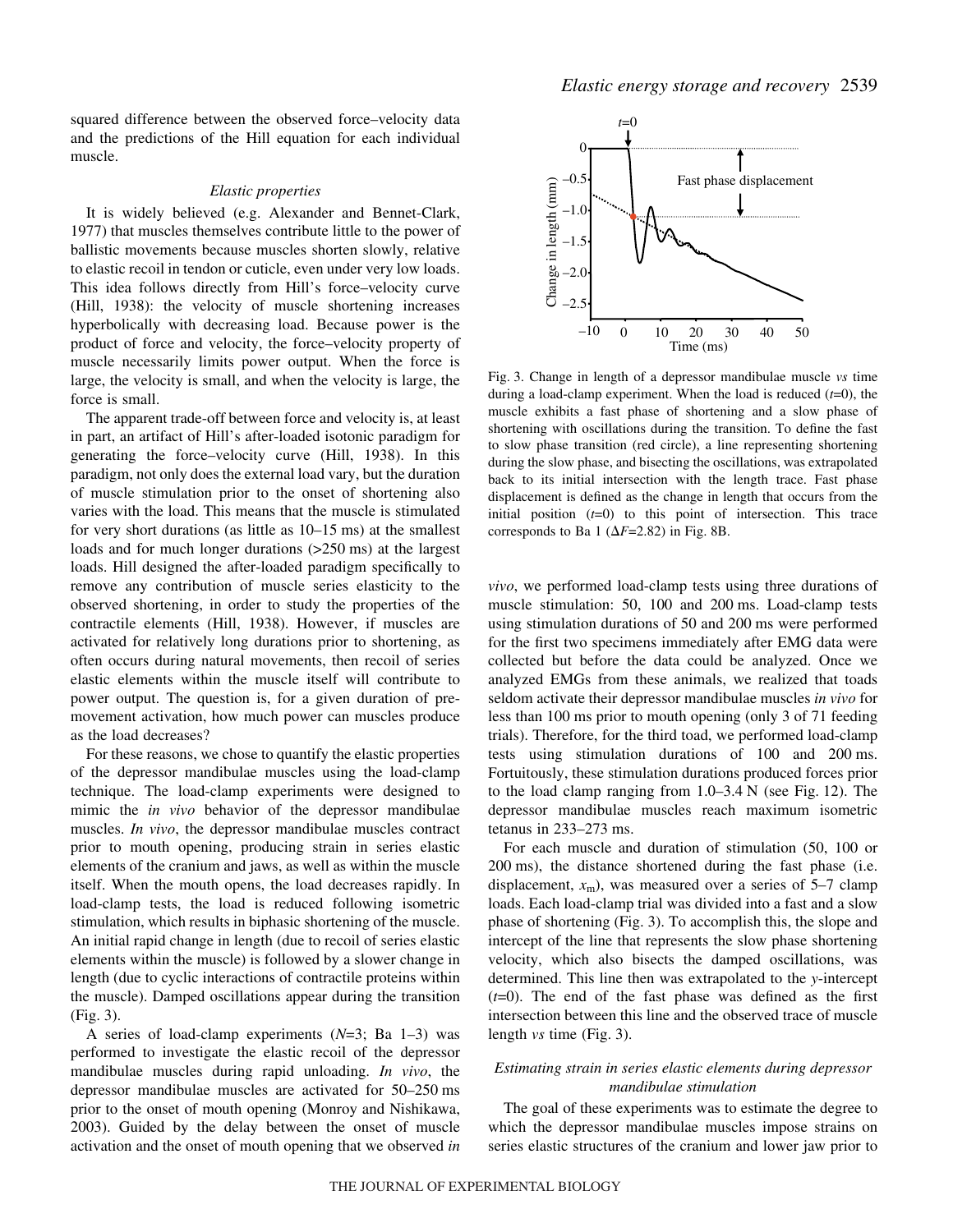squared difference between the observed force–velocity data and the predictions of the Hill equation for each individual muscle.

### *Elastic properties*

It is widely believed (e.g. Alexander and Bennet-Clark, 1977) that muscles themselves contribute little to the power of ballistic movements because muscles shorten slowly, relative to elastic recoil in tendon or cuticle, even under very low loads. This idea follows directly from Hill's force–velocity curve (Hill, 1938): the velocity of muscle shortening increases hyperbolically with decreasing load. Because power is the product of force and velocity, the force–velocity property of muscle necessarily limits power output. When the force is large, the velocity is small, and when the velocity is large, the force is small.

The apparent trade-off between force and velocity is, at least in part, an artifact of Hill's after-loaded isotonic paradigm for generating the force–velocity curve (Hill, 1938). In this paradigm, not only does the external load vary, but the duration of muscle stimulation prior to the onset of shortening also varies with the load. This means that the muscle is stimulated for very short durations (as little as 10–15 ms) at the smallest loads and for much longer durations (>250 ms) at the largest loads. Hill designed the after-loaded paradigm specifically to remove any contribution of muscle series elasticity to the observed shortening, in order to study the properties of the contractile elements (Hill, 1938). However, if muscles are activated for relatively long durations prior to shortening, as often occurs during natural movements, then recoil of series elastic elements within the muscle itself will contribute to power output. The question is, for a given duration of pre-movement activation, how much power can muscles produce as the load decreases?

For these reasons, we chose to quantify the elastic properties of the depressor mandibulae muscles using the load-clamp technique. The load-clamp experiments were designed to mimic the *in vivo* behavior of the depressor mandibulae muscles. *In vivo*, the depressor mandibulae muscles contract prior to mouth opening, producing strain in series elastic elements of the cranium and jaws, as well as within the muscle itself. When the mouth opens, the load decreases rapidly. In load-clamp tests, the load is reduced following isometric stimulation, which results in biphasic shortening of the muscle. An initial rapid change in length (due to recoil of series elastic elements within the muscle) is followed by a slower change in length (due to cyclic interactions of contractile proteins within the muscle). Damped oscillations appear during the transition (Fig. 3).

A series of load-clamp experiments ($N$=3; Ba 1–3) was performed to investigate the elastic recoil of the depressor mandibulae muscles during rapid unloading. *In vivo*, the depressor mandibulae muscles are activated for 50–250 ms prior to the onset of mouth opening (Monroy and Nishikawa, 2003). Guided by the delay between the onset of muscle activation and the onset of mouth opening that we observed *in vivo*, we performed load-clamp tests using three durations of muscle stimulation: 50, 100 and 200 ms. Load-clamp tests using stimulation durations of 50 and 200 ms were performed for the first two specimens immediately after EMG data were collected but before the data could be analyzed. Once we analyzed EMGs from these animals, we realized that toads seldom activate their depressor mandibulae muscles *in vivo* for less than 100 ms prior to mouth opening (only 3 of 71 feeding trials). Therefore, for the third toad, we performed load-clamp tests using stimulation durations of 100 and 200 ms. Fortuitously, these stimulation durations produced forces prior to the load clamp ranging from 1.0–3.4 N (see Fig. 12). The depressor mandibulae muscles reach maximum isometric tetanus in 233–273 ms.

Fig. 3. Change in length of a depressor mandibulae muscle *vs* time during a load-clamp experiment. When the load is reduced ($t$=0), the muscle exhibits a fast phase of shortening and a slow phase of shortening with oscillations during the transition. To define the fast to slow phase transition (red circle), a line representing shortening during the slow phase, and bisecting the oscillations, was extrapolated back to its initial intersection with the length trace. Fast phase displacement is defined as the change in length that occurs from the initial position ($t$=0) to this point of intersection. This trace corresponds to Ba 1 ($\Delta F$=2.82) in Fig. 8B.

For each muscle and duration of stimulation (50, 100 or 200 ms), the distance shortened during the fast phase (i.e. displacement, $x_m$), was measured over a series of 5–7 clamp loads. Each load-clamp trial was divided into a fast and a slow phase of shortening (Fig. 3). To accomplish this, the slope and intercept of the line that represents the slow phase shortening velocity, which also bisects the damped oscillations, was determined. This line then was extrapolated to the $y$-intercept ($t$=0). The end of the fast phase was defined as the first intersection between this line and the observed trace of muscle length *vs* time (Fig. 3).

### *Estimating strain in series elastic elements during depressor mandibulae stimulation*

The goal of these experiments was to estimate the degree to which the depressor mandibulae muscles impose strains on series elastic structures of the cranium and lower jaw prior to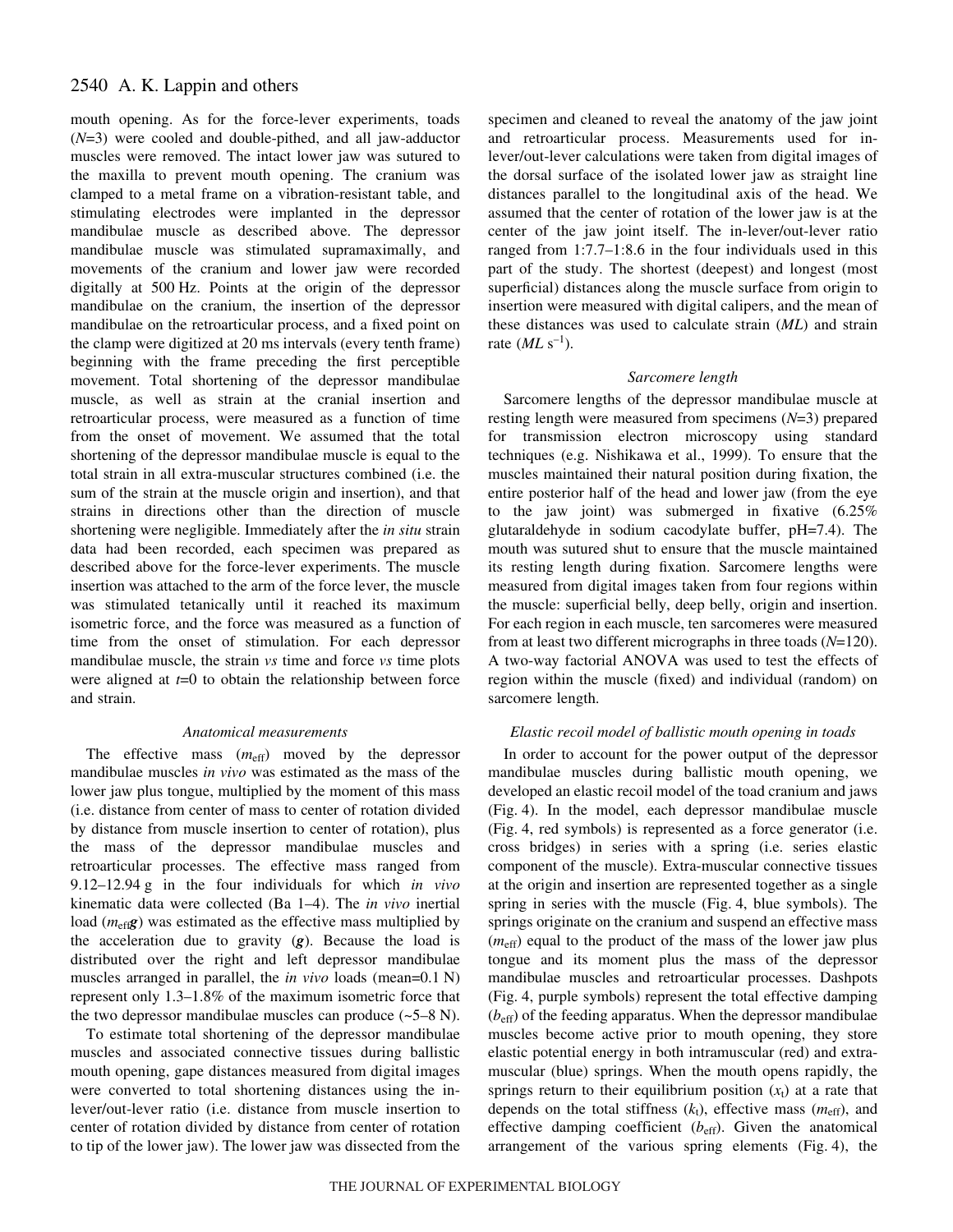mouth opening. As for the force-lever experiments, toads ($N$=3) were cooled and double-pithed, and all jaw-adductor muscles were removed. The intact lower jaw was sutured to the maxilla to prevent mouth opening. The cranium was clamped to a metal frame on a vibration-resistant table, and stimulating electrodes were implanted in the depressor mandibulae muscle as described above. The depressor mandibulae muscle was stimulated supramaximally, and movements of the cranium and lower jaw were recorded digitally at 500 Hz. Points at the origin of the depressor mandibulae on the cranium, the insertion of the depressor mandibulae on the retroarticular process, and a fixed point on the clamp were digitized at 20 ms intervals (every tenth frame) beginning with the frame preceding the first perceptible movement. Total shortening of the depressor mandibulae muscle, as well as strain at the cranial insertion and retroarticular process, were measured as a function of time from the onset of movement. We assumed that the total shortening of the depressor mandibulae muscle is equal to the total strain in all extra-muscular structures combined (i.e. the sum of the strain at the muscle origin and insertion), and that strains in directions other than the direction of muscle shortening were negligible. Immediately after the *in situ* strain data had been recorded, each specimen was prepared as described above for the force-lever experiments. The muscle insertion was attached to the arm of the force lever, the muscle was stimulated tetanically until it reached its maximum isometric force, and the force was measured as a function of time from the onset of stimulation. For each depressor mandibulae muscle, the strain *vs* time and force *vs* time plots were aligned at $t$=0 to obtain the relationship between force and strain.

### *Anatomical measurements*

The effective mass ($m_{\mathrm{eff}}$) moved by the depressor mandibulae muscles *in vivo* was estimated as the mass of the lower jaw plus tongue, multiplied by the moment of this mass (i.e. distance from center of mass to center of rotation divided by distance from muscle insertion to center of rotation), plus the mass of the depressor mandibulae muscles and retroarticular processes. The effective mass ranged from 9.12–12.94 g in the four individuals for which *in vivo* kinematic data were collected (Ba 1–4). The *in vivo* inertial load ($m_{\mathrm{eff}}\boldsymbol{g}$) was estimated as the effective mass multiplied by the acceleration due to gravity ($\boldsymbol{g}$). Because the load is distributed over the right and left depressor mandibulae muscles arranged in parallel, the *in vivo* loads (mean=0.1 N) represent only 1.3–1.8% of the maximum isometric force that the two depressor mandibulae muscles can produce (~5–8 N).

To estimate total shortening of the depressor mandibulae muscles and associated connective tissues during ballistic mouth opening, gape distances measured from digital images were converted to total shortening distances using the in-lever/out-lever ratio (i.e. distance from muscle insertion to center of rotation divided by distance from center of rotation to tip of the lower jaw). The lower jaw was dissected from the specimen and cleaned to reveal the anatomy of the jaw joint and retroarticular process. Measurements used for in-lever/out-lever calculations were taken from digital images of the dorsal surface of the isolated lower jaw as straight line distances parallel to the longitudinal axis of the head. We assumed that the center of rotation of the lower jaw is at the center of the jaw joint itself. The in-lever/out-lever ratio ranged from 1:7.7–1:8.6 in the four individuals used in this part of the study. The shortest (deepest) and longest (most superficial) distances along the muscle surface from origin to insertion were measured with digital calipers, and the mean of these distances was used to calculate strain ($ML$) and strain rate ($ML\ \mathrm{s}^{-1}$).

### *Sarcomere length*

Sarcomere lengths of the depressor mandibulae muscle at resting length were measured from specimens ($N$=3) prepared for transmission electron microscopy using standard techniques (e.g. Nishikawa et al., 1999). To ensure that the muscles maintained their natural position during fixation, the entire posterior half of the head and lower jaw (from the eye to the jaw joint) was submerged in fixative (6.25% glutaraldehyde in sodium cacodylate buffer, pH=7.4). The mouth was sutured shut to ensure that the muscle maintained its resting length during fixation. Sarcomere lengths were measured from digital images taken from four regions within the muscle: superficial belly, deep belly, origin and insertion. For each region in each muscle, ten sarcomeres were measured from at least two different micrographs in three toads ($N$=120). A two-way factorial ANOVA was used to test the effects of region within the muscle (fixed) and individual (random) on sarcomere length.

### *Elastic recoil model of ballistic mouth opening in toads*

In order to account for the power output of the depressor mandibulae muscles during ballistic mouth opening, we developed an elastic recoil model of the toad cranium and jaws (Fig. 4). In the model, each depressor mandibulae muscle (Fig. 4, red symbols) is represented as a force generator (i.e. cross bridges) in series with a spring (i.e. series elastic component of the muscle). Extra-muscular connective tissues at the origin and insertion are represented together as a single spring in series with the muscle (Fig. 4, blue symbols). The springs originate on the cranium and suspend an effective mass ($m_{\mathrm{eff}}$) equal to the product of the mass of the lower jaw plus tongue and its moment plus the mass of the depressor mandibulae muscles and retroarticular processes. Dashpots (Fig. 4, purple symbols) represent the total effective damping ($b_{\mathrm{eff}}$) of the feeding apparatus. When the depressor mandibulae muscles become active prior to mouth opening, they store elastic potential energy in both intramuscular (red) and extra-muscular (blue) springs. When the mouth opens rapidly, the springs return to their equilibrium position ($x_{\mathrm{t}}$) at a rate that depends on the total stiffness ($k_{\mathrm{t}}$), effective mass ($m_{\mathrm{eff}}$), and effective damping coefficient ($b_{\mathrm{eff}}$). Given the anatomical arrangement of the various spring elements (Fig. 4), the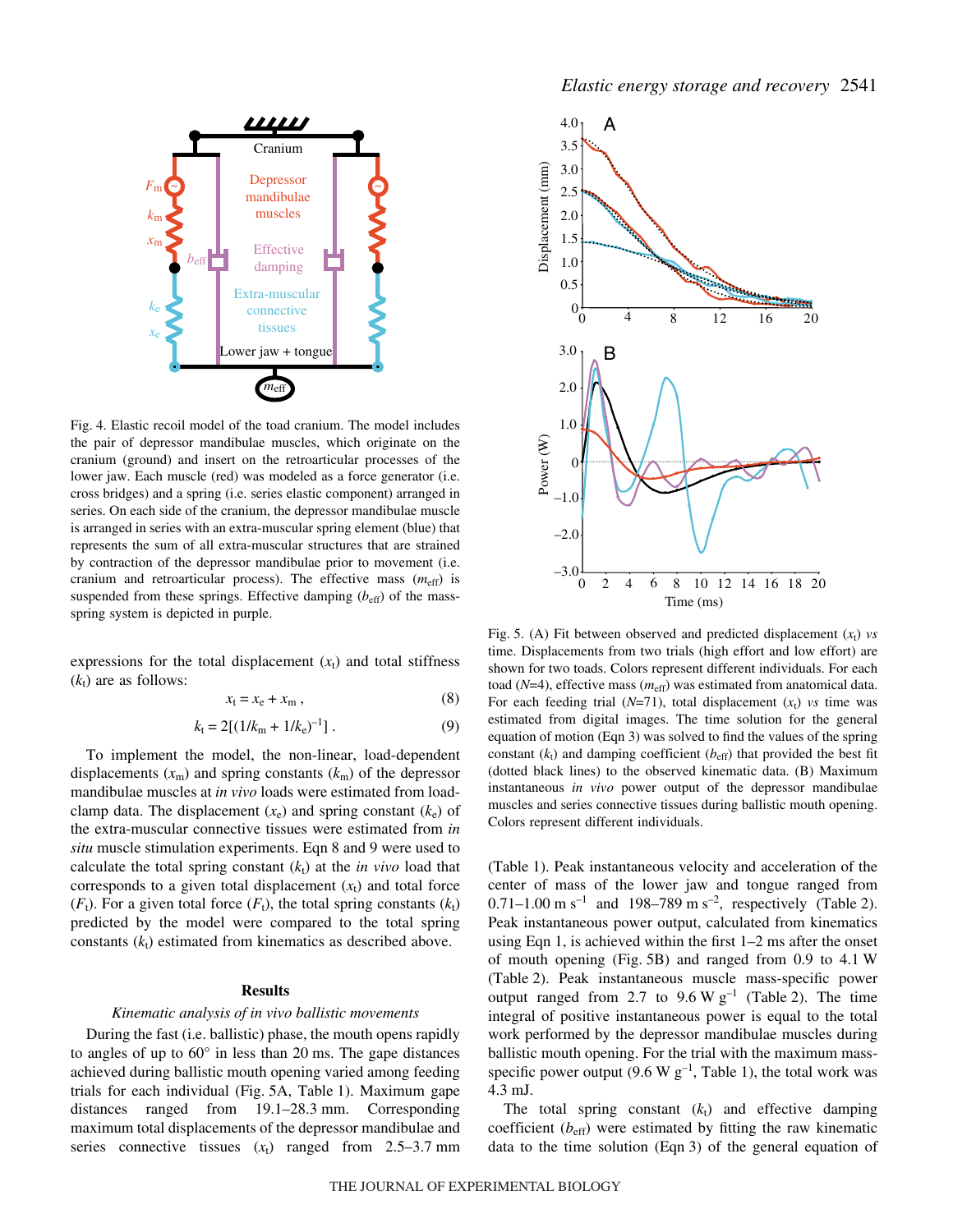Fig. 4. Elastic recoil model of the toad cranium. The model includes the pair of depressor mandibulae muscles, which originate on the cranium (ground) and insert on the retroarticular processes of the lower jaw. Each muscle (red) was modeled as a force generator (i.e. cross bridges) and a spring (i.e. series elastic component) arranged in series. On each side of the cranium, the depressor mandibulae muscle is arranged in series with an extra-muscular spring element (blue) that represents the sum of all extra-muscular structures that are strained by contraction of the depressor mandibulae prior to movement (i.e. cranium and retroarticular process). The effective mass ($m_{\mathrm{eff}}$) is suspended from these springs. Effective damping ($b_{\mathrm{eff}}$) of the mass-spring system is depicted in purple.

expressions for the total displacement ($x_t$) and total stiffness ($k_t$) are as follows:

$$x_t = x_e + x_m\,, \tag{8}$$

$$k_t = 2[(1/k_m + 1/k_e)^{-1}]\,. \tag{9}$$

To implement the model, the non-linear, load-dependent displacements ($x_m$) and spring constants ($k_m$) of the depressor mandibulae muscles at *in vivo* loads were estimated from load-clamp data. The displacement ($x_e$) and spring constant ($k_e$) of the extra-muscular connective tissues were estimated from *in situ* muscle stimulation experiments. Eqn 8 and 9 were used to calculate the total spring constant ($k_t$) at the *in vivo* load that corresponds to a given total displacement ($x_t$) and total force ($F_t$). For a given total force ($F_t$), the total spring constants ($k_t$) predicted by the model were compared to the total spring constants ($k_t$) estimated from kinematics as described above.

## Results

### *Kinematic analysis of in vivo ballistic movements*

During the fast (i.e. ballistic) phase, the mouth opens rapidly to angles of up to 60° in less than 20 ms. The gape distances achieved during ballistic mouth opening varied among feeding trials for each individual (Fig. 5A, Table 1). Maximum gape distances ranged from 19.1–28.3 mm. Corresponding maximum total displacements of the depressor mandibulae and series connective tissues ($x_t$) ranged from 2.5–3.7 mm (Table 1). Peak instantaneous velocity and acceleration of the center of mass of the lower jaw and tongue ranged from 0.71–1.00 m s$^{-1}$ and 198–789 m s$^{-2}$, respectively (Table 2). Peak instantaneous power output, calculated from kinematics using Eqn 1, is achieved within the first 1–2 ms after the onset of mouth opening (Fig. 5B) and ranged from 0.9 to 4.1 W (Table 2). Peak instantaneous muscle mass-specific power output ranged from 2.7 to 9.6 W g$^{-1}$ (Table 2). The time integral of positive instantaneous power is equal to the total work performed by the depressor mandibulae muscles during ballistic mouth opening. For the trial with the maximum mass-specific power output (9.6 W g$^{-1}$, Table 1), the total work was 4.3 mJ.

The total spring constant ($k_t$) and effective damping coefficient ($b_{\mathrm{eff}}$) were estimated by fitting the raw kinematic data to the time solution (Eqn 3) of the general equation of

Fig. 5. (A) Fit between observed and predicted displacement ($x_t$) *vs* time. Displacements from two trials (high effort and low effort) are shown for two toads. Colors represent different individuals. For each toad ($N$=4), effective mass ($m_{\mathrm{eff}}$) was estimated from anatomical data. For each feeding trial ($N$=71), total displacement ($x_t$) *vs* time was estimated from digital images. The time solution for the general equation of motion (Eqn 3) was solved to find the values of the spring constant ($k_t$) and damping coefficient ($b_{\mathrm{eff}}$) that provided the best fit (dotted black lines) to the observed kinematic data. (B) Maximum instantaneous *in vivo* power output of the depressor mandibulae muscles and series connective tissues during ballistic mouth opening. Colors represent different individuals.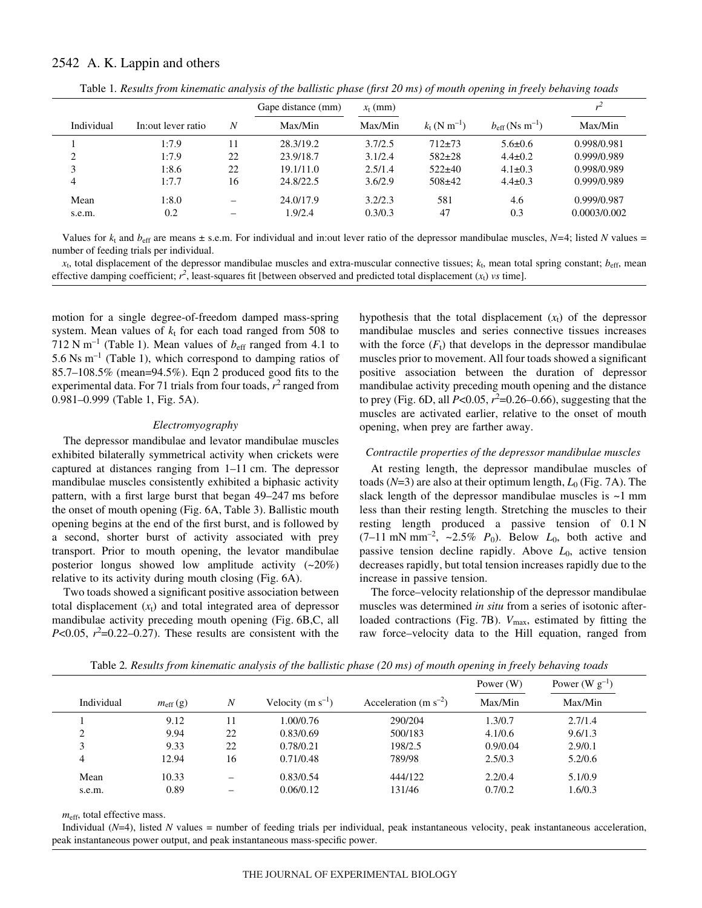Table 1. *Results from kinematic analysis of the ballistic phase (first 20 ms) of mouth opening in freely behaving toads*

| Individual | In:out lever ratio | $N$ | Gape distance (mm) | $x_t$ (mm) | $k_t$ (N m$^{-1}$) | $b_{eff}$ (Ns m$^{-1}$) | $r^2$ |
|---|---|---|---|---|---|---|---|
| | | | Max/Min | Max/Min | | | Max/Min |
| 1 | 1:7.9 | 11 | 28.3/19.2 | 3.7/2.5 | 712±73 | 5.6±0.6 | 0.998/0.981 |
| 2 | 1:7.9 | 22 | 23.9/18.7 | 3.1/2.4 | 582±28 | 4.4±0.2 | 0.999/0.989 |
| 3 | 1:8.6 | 22 | 19.1/11.0 | 2.5/1.4 | 522±40 | 4.1±0.3 | 0.998/0.989 |
| 4 | 1:7.7 | 16 | 24.8/22.5 | 3.6/2.9 | 508±42 | 4.4±0.3 | 0.999/0.989 |
| Mean | 1:8.0 | – | 24.0/17.9 | 3.2/2.3 | 581 | 4.6 | 0.999/0.987 |
| s.e.m. | 0.2 | – | 1.9/2.4 | 0.3/0.3 | 47 | 0.3 | 0.0003/0.002 |

Values for $k_t$ and $b_{eff}$ are means ± s.e.m. For individual and in:out lever ratio of the depressor mandibulae muscles, $N$=4; listed $N$ values = number of feeding trials per individual.

$x_t$, total displacement of the depressor mandibulae muscles and extra-muscular connective tissues; $k_t$, mean total spring constant; $b_{eff}$, mean effective damping coefficient; $r^2$, least-squares fit [between observed and predicted total displacement ($x_t$) *vs* time].

motion for a single degree-of-freedom damped mass-spring system. Mean values of $k_t$ for each toad ranged from 508 to 712 N m$^{-1}$ (Table 1). Mean values of $b_{eff}$ ranged from 4.1 to 5.6 Ns m$^{-1}$ (Table 1), which correspond to damping ratios of 85.7–108.5% (mean=94.5%). Eqn 2 produced good fits to the experimental data. For 71 trials from four toads, $r^2$ ranged from 0.981–0.999 (Table 1, Fig. 5A).

### *Electromyography*

The depressor mandibulae and levator mandibulae muscles exhibited bilaterally symmetrical activity when crickets were captured at distances ranging from 1–11 cm. The depressor mandibulae muscles consistently exhibited a biphasic activity pattern, with a first large burst that began 49–247 ms before the onset of mouth opening (Fig. 6A, Table 3). Ballistic mouth opening begins at the end of the first burst, and is followed by a second, shorter burst of activity associated with prey transport. Prior to mouth opening, the levator mandibulae posterior longus showed low amplitude activity (~20%) relative to its activity during mouth closing (Fig. 6A).

Two toads showed a significant positive association between total displacement ($x_t$) and total integrated area of depressor mandibulae activity preceding mouth opening (Fig. 6B,C, all $P$<0.05, $r^2$=0.22–0.27). These results are consistent with the hypothesis that the total displacement ($x_t$) of the depressor mandibulae muscles and series connective tissues increases with the force ($F_t$) that develops in the depressor mandibulae muscles prior to movement. All four toads showed a significant positive association between the duration of depressor mandibulae activity preceding mouth opening and the distance to prey (Fig. 6D, all $P$<0.05, $r^2$=0.26–0.66), suggesting that the muscles are activated earlier, relative to the onset of mouth opening, when prey are farther away.

### *Contractile properties of the depressor mandibulae muscles*

At resting length, the depressor mandibulae muscles of toads ($N$=3) are also at their optimum length, $L_0$ (Fig. 7A). The slack length of the depressor mandibulae muscles is ~1 mm less than their resting length. Stretching the muscles to their resting length produced a passive tension of 0.1 N (7–11 mN mm$^{-2}$, ~2.5% $P_0$). Below $L_0$, both active and passive tension decline rapidly. Above $L_0$, active tension decreases rapidly, but total tension increases rapidly due to the increase in passive tension.

The force–velocity relationship of the depressor mandibulae muscles was determined *in situ* from a series of isotonic after-loaded contractions (Fig. 7B). $V_{max}$, estimated by fitting the raw force–velocity data to the Hill equation, ranged from

Table 2. *Results from kinematic analysis of the ballistic phase (20 ms) of mouth opening in freely behaving toads*

| Individual | $m_{eff}$ (g) | $N$ | Velocity (m s$^{-1}$) | Acceleration (m s$^{-2}$) | Power (W) | Power (W g$^{-1}$) |
|---|---|---|---|---|---|---|
| | | | | | Max/Min | Max/Min |
| 1 | 9.12 | 11 | 1.00/0.76 | 290/204 | 1.3/0.7 | 2.7/1.4 |
| 2 | 9.94 | 22 | 0.83/0.69 | 500/183 | 4.1/0.6 | 9.6/1.3 |
| 3 | 9.33 | 22 | 0.78/0.21 | 198/2.5 | 0.9/0.04 | 2.9/0.1 |
| 4 | 12.94 | 16 | 0.71/0.48 | 789/98 | 2.5/0.3 | 5.2/0.6 |
| Mean | 10.33 | – | 0.83/0.54 | 444/122 | 2.2/0.4 | 5.1/0.9 |
| s.e.m. | 0.89 | – | 0.06/0.12 | 131/46 | 0.7/0.2 | 1.6/0.3 |

$m_{eff}$, total effective mass.

Individual ($N$=4), listed $N$ values = number of feeding trials per individual, peak instantaneous velocity, peak instantaneous acceleration, peak instantaneous power output, and peak instantaneous mass-specific power.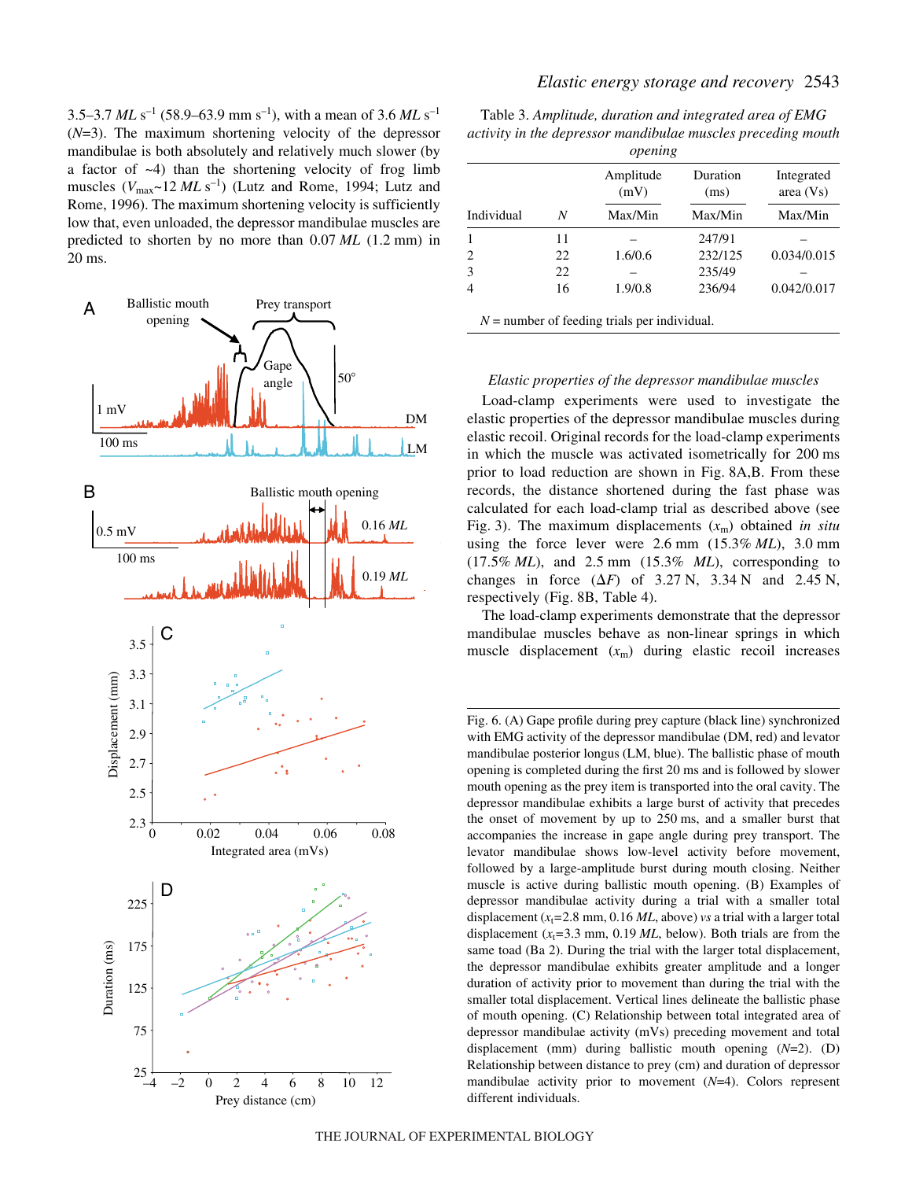3.5–3.7 *ML* s$^{-1}$ (58.9–63.9 mm s$^{-1}$), with a mean of 3.6 *ML* s$^{-1}$ (*N*=3). The maximum shortening velocity of the depressor mandibulae is both absolutely and relatively much slower (by a factor of ~4) than the shortening velocity of frog limb muscles ($V_{max}$~12 *ML* s$^{-1}$) (Lutz and Rome, 1994; Lutz and Rome, 1996). The maximum shortening velocity is sufficiently low that, even unloaded, the depressor mandibulae muscles are predicted to shorten by no more than 0.07 *ML* (1.2 mm) in 20 ms.

Fig. 6. (A) Gape profile during prey capture (black line) synchronized with EMG activity of the depressor mandibulae (DM, red) and levator mandibulae posterior longus (LM, blue). The ballistic phase of mouth opening is completed during the first 20 ms and is followed by slower mouth opening as the prey item is transported into the oral cavity. The depressor mandibulae exhibits a large burst of activity that precedes the onset of movement by up to 250 ms, and a smaller burst that accompanies the increase in gape angle during prey transport. The levator mandibulae shows low-level activity before movement, followed by a large-amplitude burst during mouth closing. Neither muscle is active during ballistic mouth opening. (B) Examples of depressor mandibulae activity during a trial with a smaller total displacement ($x_t$=2.8 mm, 0.16 *ML*, above) *vs* a trial with a larger total displacement ($x_t$=3.3 mm, 0.19 *ML*, below). Both trials are from the same toad (Ba 2). During the trial with the larger total displacement, the depressor mandibulae exhibits greater amplitude and a longer duration of activity prior to movement than during the trial with the smaller total displacement. Vertical lines delineate the ballistic phase of mouth opening. (C) Relationship between total integrated area of depressor mandibulae activity (mVs) preceding movement and total displacement (mm) during ballistic mouth opening (*N*=2). (D) Relationship between distance to prey (cm) and duration of depressor mandibulae activity prior to movement (*N*=4). Colors represent different individuals.

Table 3. *Amplitude, duration and integrated area of EMG activity in the depressor mandibulae muscles preceding mouth opening*

| | | Amplitude (mV) | Duration (ms) | Integrated area (Vs) |
|---|---|---|---|---|
| Individual | *N* | Max/Min | Max/Min | Max/Min |
| 1 | 11 | – | 247/91 | – |
| 2 | 22 | 1.6/0.6 | 232/125 | 0.034/0.015 |
| 3 | 22 | – | 235/49 | – |
| 4 | 16 | 1.9/0.8 | 236/94 | 0.042/0.017 |

*N* = number of feeding trials per individual.

### *Elastic properties of the depressor mandibulae muscles*

Load-clamp experiments were used to investigate the elastic properties of the depressor mandibulae muscles during elastic recoil. Original records for the load-clamp experiments in which the muscle was activated isometrically for 200 ms prior to load reduction are shown in Fig. 8A,B. From these records, the distance shortened during the fast phase was calculated for each load-clamp trial as described above (see Fig. 3). The maximum displacements ($x_m$) obtained *in situ* using the force lever were 2.6 mm (15.3% *ML*), 3.0 mm (17.5% *ML*), and 2.5 mm (15.3% *ML*), corresponding to changes in force ($\Delta F$) of 3.27 N, 3.34 N and 2.45 N, respectively (Fig. 8B, Table 4).

The load-clamp experiments demonstrate that the depressor mandibulae muscles behave as non-linear springs in which muscle displacement ($x_m$) during elastic recoil increases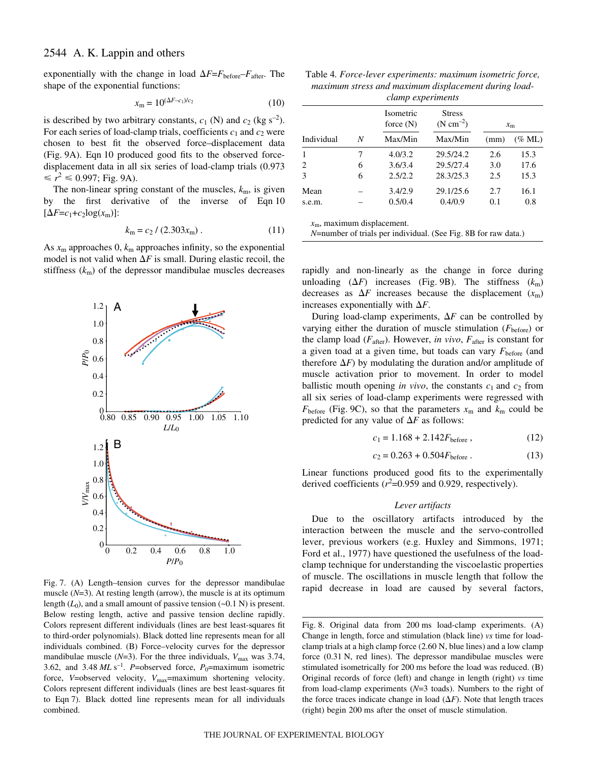exponentially with the change in load $\Delta F=F_{\rm before}-F_{\rm after}$. The shape of the exponential functions:

$$x_{\rm m} = 10^{(\Delta F - c_1)/c_2} \qquad (10)$$

is described by two arbitrary constants, $c_1$ (N) and $c_2$ (kg s$^{-2}$). For each series of load-clamp trials, coefficients $c_1$ and $c_2$ were chosen to best fit the observed force–displacement data (Fig. 9A). Eqn 10 produced good fits to the observed force–displacement data in all six series of load-clamp trials ($0.973 \leqslant r^2 \leqslant 0.997$; Fig. 9A).

The non-linear spring constant of the muscles, $k_{\rm m}$, is given by the first derivative of the inverse of Eqn 10 [$\Delta F=c_1+c_2\log(x_{\rm m})$]:

$$k_{\rm m} = c_2 \,/\, (2.303x_{\rm m})\,. \qquad (11)$$

As $x_{\rm m}$ approaches 0, $k_{\rm m}$ approaches infinity, so the exponential model is not valid when $\Delta F$ is small. During elastic recoil, the stiffness ($k_{\rm m}$) of the depressor mandibulae muscles decreases rapidly and non-linearly as the change in force during unloading ($\Delta F$) increases (Fig. 9B). The stiffness ($k_{\rm m}$) decreases as $\Delta F$ increases because the displacement ($x_{\rm m}$) increases exponentially with $\Delta F$.

Fig. 7. (A) Length–tension curves for the depressor mandibulae muscle ($N$=3). At resting length (arrow), the muscle is at its optimum length ($L_0$), and a small amount of passive tension (~0.1 N) is present. Below resting length, active and passive tension decline rapidly. Colors represent different individuals (lines are best least-squares fit to third-order polynomials). Black dotted line represents mean for all individuals combined. (B) Force–velocity curves for the depressor mandibulae muscle ($N$=3). For the three individuals, $V_{\rm max}$ was 3.74, 3.62, and 3.48 *ML* s$^{-1}$. $P$=observed force, $P_0$=maximum isometric force, $V$=observed velocity, $V_{\rm max}$=maximum shortening velocity. Colors represent different individuals (lines are best least-squares fit to Eqn 7). Black dotted line represents mean for all individuals combined.

Table 4. *Force-lever experiments: maximum isometric force, maximum stress and maximum displacement during load-clamp experiments*

| Individual | $N$ | Isometric force (N) Max/Min | Stress (N cm$^{-2}$) Max/Min | $x_{\rm m}$ (mm) | $x_{\rm m}$ (% ML) |
|---|---|---|---|---|---|
| 1 | 7 | 4.0/3.2 | 29.5/24.2 | 2.6 | 15.3 |
| 2 | 6 | 3.6/3.4 | 29.5/27.4 | 3.0 | 17.6 |
| 3 | 6 | 2.5/2.2 | 28.3/25.3 | 2.5 | 15.3 |
| Mean | – | 3.4/2.9 | 29.1/25.6 | 2.7 | 16.1 |
| s.e.m. | – | 0.5/0.4 | 0.4/0.9 | 0.1 | 0.8 |

$x_{\rm m}$, maximum displacement.
$N$=number of trials per individual. (See Fig. 8B for raw data.)

During load-clamp experiments, $\Delta F$ can be controlled by varying either the duration of muscle stimulation ($F_{\rm before}$) or the clamp load ($F_{\rm after}$). However, *in vivo*, $F_{\rm after}$ is constant for a given toad at a given time, but toads can vary $F_{\rm before}$ (and therefore $\Delta F$) by modulating the duration and/or amplitude of muscle activation prior to movement. In order to model ballistic mouth opening *in vivo*, the constants $c_1$ and $c_2$ from all six series of load-clamp experiments were regressed with $F_{\rm before}$ (Fig. 9C), so that the parameters $x_{\rm m}$ and $k_{\rm m}$ could be predicted for any value of $\Delta F$ as follows:

$$c_1 = 1.168 + 2.142F_{\rm before}\,, \qquad (12)$$

$$c_2 = 0.263 + 0.504F_{\rm before}\,. \qquad (13)$$

Linear functions produced good fits to the experimentally derived coefficients ($r^2$=0.959 and 0.929, respectively).

### *Lever artifacts*

Due to the oscillatory artifacts introduced by the interaction between the muscle and the servo-controlled lever, previous workers (e.g. Huxley and Simmons, 1971; Ford et al., 1977) have questioned the usefulness of the load-clamp technique for understanding the viscoelastic properties of muscle. The oscillations in muscle length that follow the rapid decrease in load are caused by several factors,

Fig. 8. Original data from 200 ms load-clamp experiments. (A) Change in length, force and stimulation (black line) *vs* time for load-clamp trials at a high clamp force (2.60 N, blue lines) and a low clamp force (0.31 N, red lines). The depressor mandibulae muscles were stimulated isometrically for 200 ms before the load was reduced. (B) Original records of force (left) and change in length (right) *vs* time from load-clamp experiments ($N$=3 toads). Numbers to the right of the force traces indicate change in load ($\Delta F$). Note that length traces (right) begin 200 ms after the onset of muscle stimulation.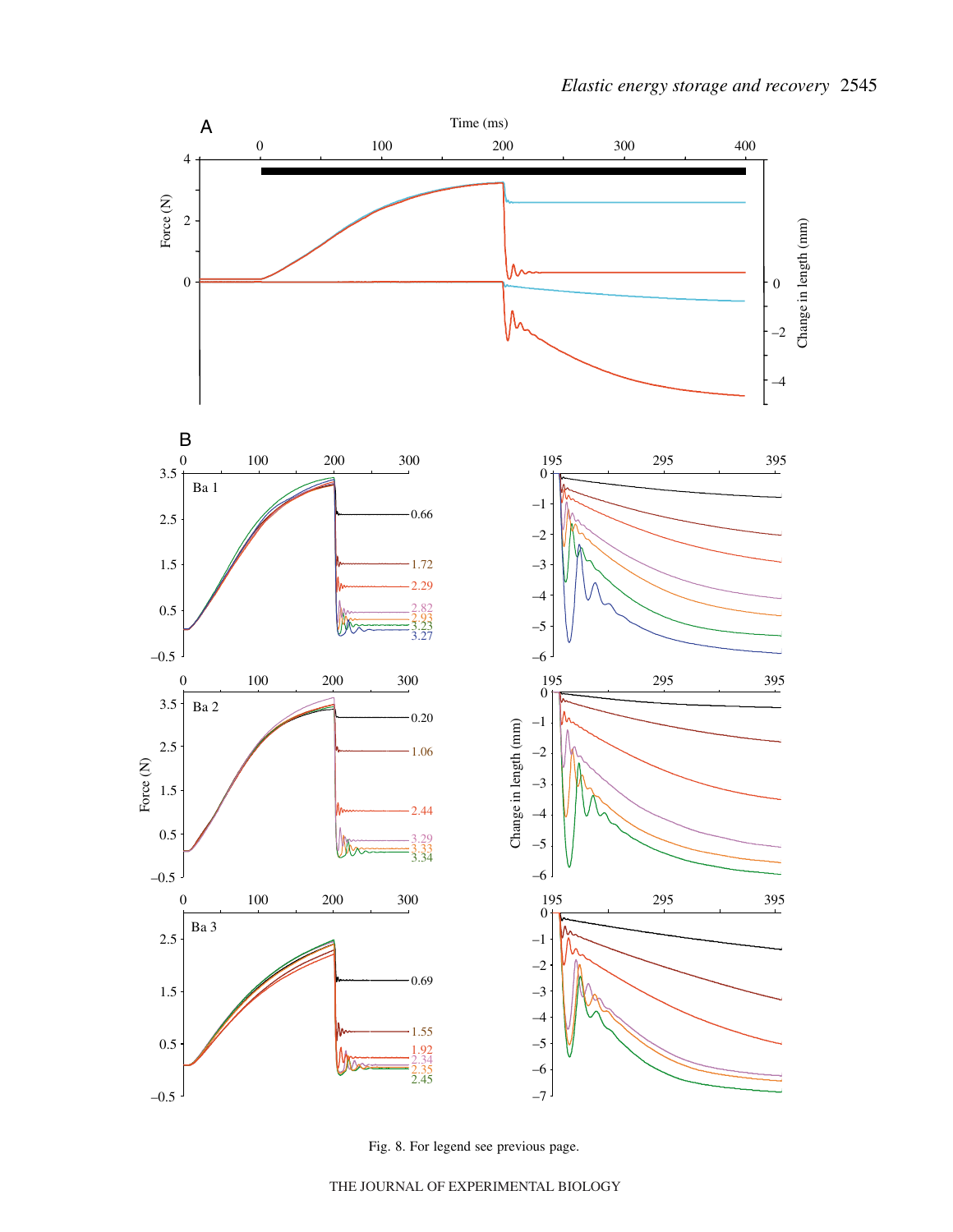Fig. 8. For legend see previous page.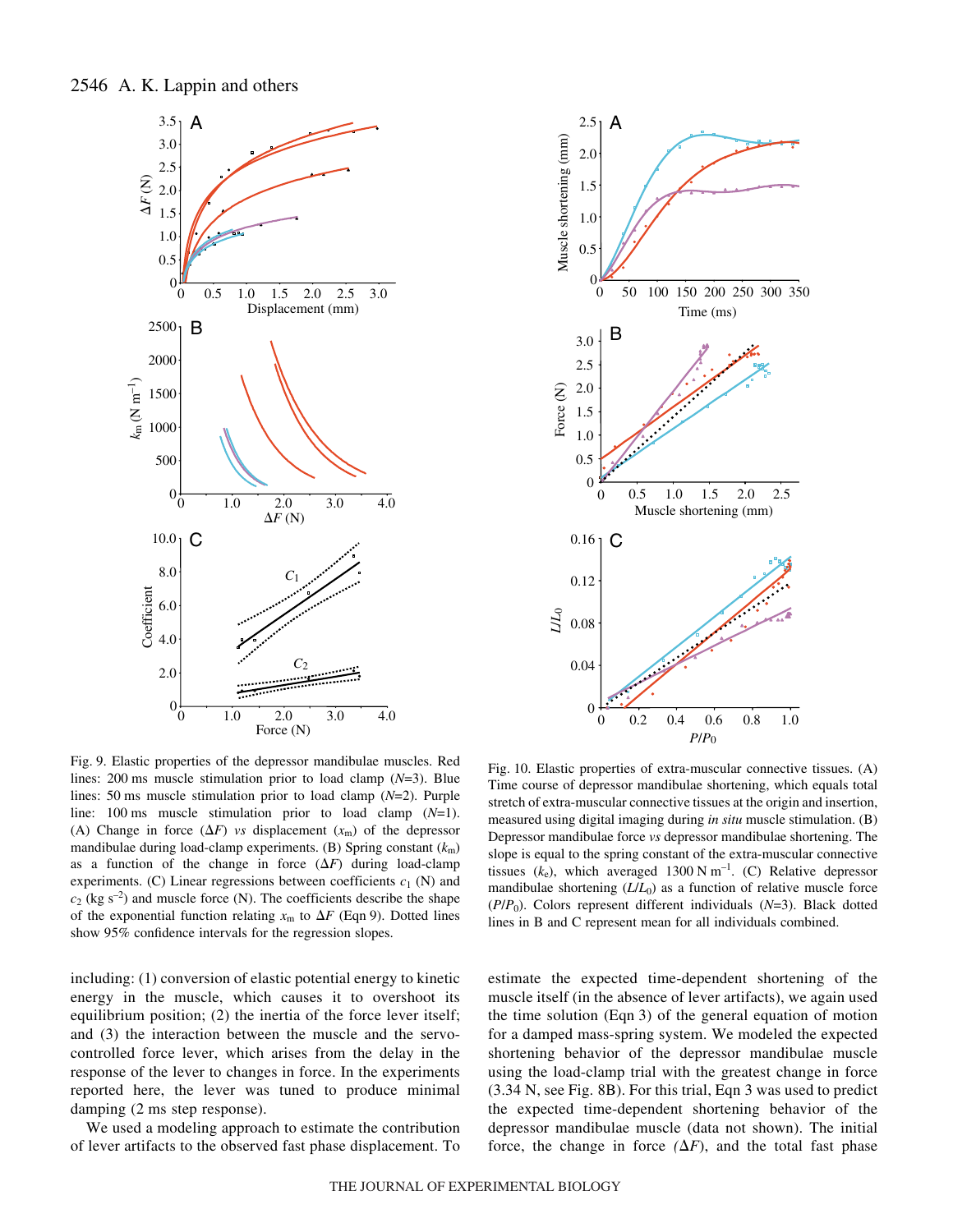Fig. 9. Elastic properties of the depressor mandibulae muscles. Red lines: 200 ms muscle stimulation prior to load clamp ($N$=3). Blue lines: 50 ms muscle stimulation prior to load clamp ($N$=2). Purple line: 100 ms muscle stimulation prior to load clamp ($N$=1). (A) Change in force ($\Delta F$) *vs* displacement ($x_m$) of the depressor mandibulae during load-clamp experiments. (B) Spring constant ($k_m$) as a function of the change in force ($\Delta F$) during load-clamp experiments. (C) Linear regressions between coefficients $c_1$ (N) and $c_2$ (kg s$^{-2}$) and muscle force (N). The coefficients describe the shape of the exponential function relating $x_m$ to $\Delta F$ (Eqn 9). Dotted lines show 95% confidence intervals for the regression slopes.

Fig. 10. Elastic properties of extra-muscular connective tissues. (A) Time course of depressor mandibulae shortening, which equals total stretch of extra-muscular connective tissues at the origin and insertion, measured using digital imaging during *in situ* muscle stimulation. (B) Depressor mandibulae force *vs* depressor mandibulae shortening. The slope is equal to the spring constant of the extra-muscular connective tissues ($k_e$), which averaged 1300 N m$^{-1}$. (C) Relative depressor mandibulae shortening ($L/L_0$) as a function of relative muscle force ($P/P_0$). Colors represent different individuals ($N$=3). Black dotted lines in B and C represent mean for all individuals combined.

including: (1) conversion of elastic potential energy to kinetic energy in the muscle, which causes it to overshoot its equilibrium position; (2) the inertia of the force lever itself; and (3) the interaction between the muscle and the servo-controlled force lever, which arises from the delay in the response of the lever to changes in force. In the experiments reported here, the lever was tuned to produce minimal damping (2 ms step response).

We used a modeling approach to estimate the contribution of lever artifacts to the observed fast phase displacement. To estimate the expected time-dependent shortening of the muscle itself (in the absence of lever artifacts), we again used the time solution (Eqn 3) of the general equation of motion for a damped mass-spring system. We modeled the expected shortening behavior of the depressor mandibulae muscle using the load-clamp trial with the greatest change in force (3.34 N, see Fig. 8B). For this trial, Eqn 3 was used to predict the expected time-dependent shortening behavior of the depressor mandibulae muscle (data not shown). The initial force, the change in force ($\Delta F$), and the total fast phase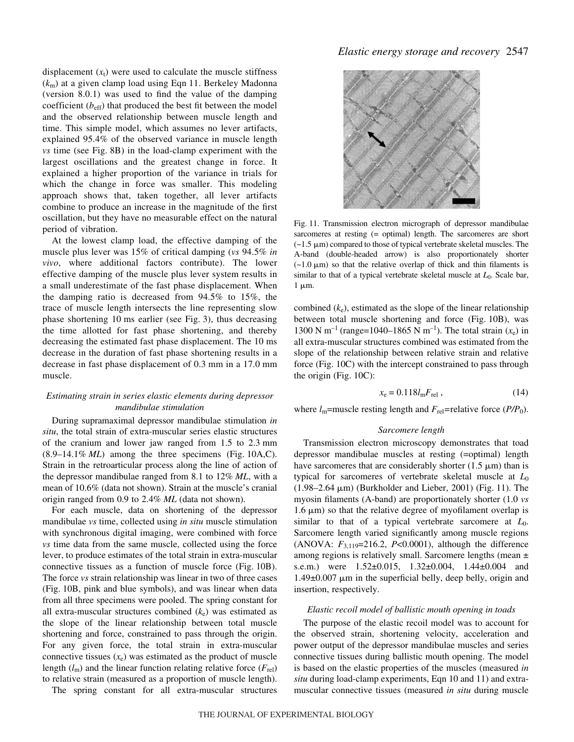displacement ($x_t$) were used to calculate the muscle stiffness ($k_m$) at a given clamp load using Eqn 11. Berkeley Madonna (version 8.0.1) was used to find the value of the damping coefficient ($b_{eff}$) that produced the best fit between the model and the observed relationship between muscle length and time. This simple model, which assumes no lever artifacts, explained 95.4% of the observed variance in muscle length *vs* time (see Fig. 8B) in the load-clamp experiment with the largest oscillations and the greatest change in force. It explained a higher proportion of the variance in trials for which the change in force was smaller. This modeling approach shows that, taken together, all lever artifacts combine to produce an increase in the magnitude of the first oscillation, but they have no measurable effect on the natural period of vibration.

At the lowest clamp load, the effective damping of the muscle plus lever was 15% of critical damping (*vs* 94.5% *in vivo*, where additional factors contribute). The lower effective damping of the muscle plus lever system results in a small underestimate of the fast phase displacement. When the damping ratio is decreased from 94.5% to 15%, the trace of muscle length intersects the line representing slow phase shortening 10 ms earlier (see Fig. 3), thus decreasing the time allotted for fast phase shortening, and thereby decreasing the estimated fast phase displacement. The 10 ms decrease in the duration of fast phase shortening results in a decrease in fast phase displacement of 0.3 mm in a 17.0 mm muscle.

### *Estimating strain in series elastic elements during depressor mandibulae stimulation*

During supramaximal depressor mandibulae stimulation *in situ*, the total strain of extra-muscular series elastic structures of the cranium and lower jaw ranged from 1.5 to 2.3 mm (8.9–14.1% *ML*) among the three specimens (Fig. 10A,C). Strain in the retroarticular process along the line of action of the depressor mandibulae ranged from 8.1 to 12% *ML*, with a mean of 10.6% (data not shown). Strain at the muscle's cranial origin ranged from 0.9 to 2.4% *ML* (data not shown).

For each muscle, data on shortening of the depressor mandibulae *vs* time, collected using *in situ* muscle stimulation with synchronous digital imaging, were combined with force *vs* time data from the same muscle, collected using the force lever, to produce estimates of the total strain in extra-muscular connective tissues as a function of muscle force (Fig. 10B). The force *vs* strain relationship was linear in two of three cases (Fig. 10B, pink and blue symbols), and was linear when data from all three specimens were pooled. The spring constant for all extra-muscular structures combined ($k_e$) was estimated as the slope of the linear relationship between total muscle shortening and force, constrained to pass through the origin. For any given force, the total strain in extra-muscular connective tissues ($x_e$) was estimated as the product of muscle length ($l_m$) and the linear function relating relative force ($F_{rel}$) to relative strain (measured as a proportion of muscle length).

The spring constant for all extra-muscular structures combined ($k_e$), estimated as the slope of the linear relationship between total muscle shortening and force (Fig. 10B), was 1300 N m$^{-1}$ (range=1040–1865 N m$^{-1}$). The total strain ($x_e$) in all extra-muscular structures combined was estimated from the slope of the relationship between relative strain and relative force (Fig. 10C) with the intercept constrained to pass through the origin (Fig. 10C):

$$x_e = 0.118 l_m F_{rel}\,, \tag{14}$$

where $l_m$=muscle resting length and $F_{rel}$=relative force ($P/P_0$).

Fig. 11. Transmission electron micrograph of depressor mandibulae sarcomeres at resting (= optimal) length. The sarcomeres are short (~1.5 μm) compared to those of typical vertebrate skeletal muscles. The A-band (double-headed arrow) is also proportionately shorter (~1.0 μm) so that the relative overlap of thick and thin filaments is similar to that of a typical vertebrate skeletal muscle at $L_0$. Scale bar, 1 μm.

### *Sarcomere length*

Transmission electron microscopy demonstrates that toad depressor mandibulae muscles at resting (=optimal) length have sarcomeres that are considerably shorter (1.5 μm) than is typical for sarcomeres of vertebrate skeletal muscle at $L_0$ (1.98–2.64 μm) (Burkholder and Lieber, 2001) (Fig. 11). The myosin filaments (A-band) are proportionately shorter (1.0 *vs* 1.6 μm) so that the relative degree of myofilament overlap is similar to that of a typical vertebrate sarcomere at $L_0$. Sarcomere length varied significantly among muscle regions (ANOVA: $F_{3,119}$=216.2, $P$<0.0001), although the difference among regions is relatively small. Sarcomere lengths (mean ± s.e.m.) were 1.52±0.015, 1.32±0.004, 1.44±0.004 and 1.49±0.007 μm in the superficial belly, deep belly, origin and insertion, respectively.

### *Elastic recoil model of ballistic mouth opening in toads*

The purpose of the elastic recoil model was to account for the observed strain, shortening velocity, acceleration and power output of the depressor mandibulae muscles and series connective tissues during ballistic mouth opening. The model is based on the elastic properties of the muscles (measured *in situ* during load-clamp experiments, Eqn 10 and 11) and extra-muscular connective tissues (measured *in situ* during muscle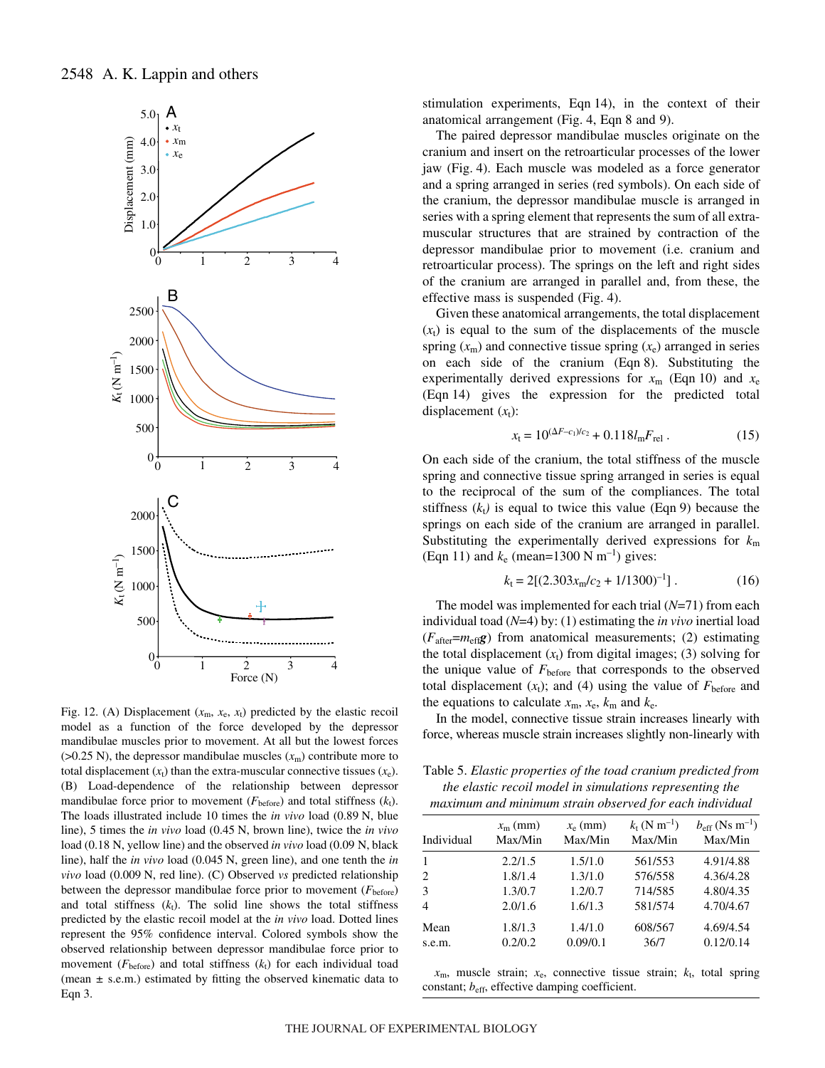Fig. 12. (A) Displacement ($x_m$, $x_e$, $x_t$) predicted by the elastic recoil model as a function of the force developed by the depressor mandibulae muscles prior to movement. At all but the lowest forces (>0.25 N), the depressor mandibulae muscles ($x_m$) contribute more to total displacement ($x_t$) than the extra-muscular connective tissues ($x_e$). (B) Load-dependence of the relationship between depressor mandibulae force prior to movement ($F_{before}$) and total stiffness ($k_t$). The loads illustrated include 10 times the *in vivo* load (0.89 N, blue line), 5 times the *in vivo* load (0.45 N, brown line), twice the *in vivo* load (0.18 N, yellow line) and the observed *in vivo* load (0.09 N, black line), half the *in vivo* load (0.045 N, green line), and one tenth the *in vivo* load (0.009 N, red line). (C) Observed *vs* predicted relationship between the depressor mandibulae force prior to movement ($F_{before}$) and total stiffness ($k_t$). The solid line shows the total stiffness predicted by the elastic recoil model at the *in vivo* load. Dotted lines represent the 95% confidence interval. Colored symbols show the observed relationship between depressor mandibulae force prior to movement ($F_{before}$) and total stiffness ($k_t$) for each individual toad (mean ± s.e.m.) estimated by fitting the observed kinematic data to Eqn 3.

stimulation experiments, Eqn 14), in the context of their anatomical arrangement (Fig. 4, Eqn 8 and 9).

The paired depressor mandibulae muscles originate on the cranium and insert on the retroarticular processes of the lower jaw (Fig. 4). Each muscle was modeled as a force generator and a spring arranged in series (red symbols). On each side of the cranium, the depressor mandibulae muscle is arranged in series with a spring element that represents the sum of all extra-muscular structures that are strained by contraction of the depressor mandibulae prior to movement (i.e. cranium and retroarticular process). The springs on the left and right sides of the cranium are arranged in parallel and, from these, the effective mass is suspended (Fig. 4).

Given these anatomical arrangements, the total displacement ($x_t$) is equal to the sum of the displacements of the muscle spring ($x_m$) and connective tissue spring ($x_e$) arranged in series on each side of the cranium (Eqn 8). Substituting the experimentally derived expressions for $x_m$ (Eqn 10) and $x_e$ (Eqn 14) gives the expression for the predicted total displacement ($x_t$):

$$x_t = 10^{(\Delta F - c_1)/c_2} + 0.118 l_m F_{rel}\,. \quad (15)$$

On each side of the cranium, the total stiffness of the muscle spring and connective tissue spring arranged in series is equal to the reciprocal of the sum of the compliances. The total stiffness ($k_t$) is equal to twice this value (Eqn 9) because the springs on each side of the cranium are arranged in parallel. Substituting the experimentally derived expressions for $k_m$ (Eqn 11) and $k_e$ (mean=1300 N m$^{-1}$) gives:

$$k_t = 2[(2.303 x_m / c_2 + 1/1300)^{-1}]\,. \quad (16)$$

The model was implemented for each trial ($N$=71) from each individual toad ($N$=4) by: (1) estimating the *in vivo* inertial load ($F_{after}$=$m_{eff}\mathbf{g}$) from anatomical measurements; (2) estimating the total displacement ($x_t$) from digital images; (3) solving for the unique value of $F_{before}$ that corresponds to the observed total displacement ($x_t$); and (4) using the value of $F_{before}$ and the equations to calculate $x_m$, $x_e$, $k_m$ and $k_e$.

In the model, connective tissue strain increases linearly with force, whereas muscle strain increases slightly non-linearly with

Table 5. *Elastic properties of the toad cranium predicted from the elastic recoil model in simulations representing the maximum and minimum strain observed for each individual*

| Individual | $x_m$ (mm) Max/Min | $x_e$ (mm) Max/Min | $k_t$ (N m$^{-1}$) Max/Min | $b_{eff}$ (Ns m$^{-1}$) Max/Min |
|---|---|---|---|---|
| 1 | 2.2/1.5 | 1.5/1.0 | 561/553 | 4.91/4.88 |
| 2 | 1.8/1.4 | 1.3/1.0 | 576/558 | 4.36/4.28 |
| 3 | 1.3/0.7 | 1.2/0.7 | 714/585 | 4.80/4.35 |
| 4 | 2.0/1.6 | 1.6/1.3 | 581/574 | 4.70/4.67 |
| Mean | 1.8/1.3 | 1.4/1.0 | 608/567 | 4.69/4.54 |
| s.e.m. | 0.2/0.2 | 0.09/0.1 | 36/7 | 0.12/0.14 |

$x_m$, muscle strain; $x_e$, connective tissue strain; $k_t$, total spring constant; $b_{eff}$, effective damping coefficient.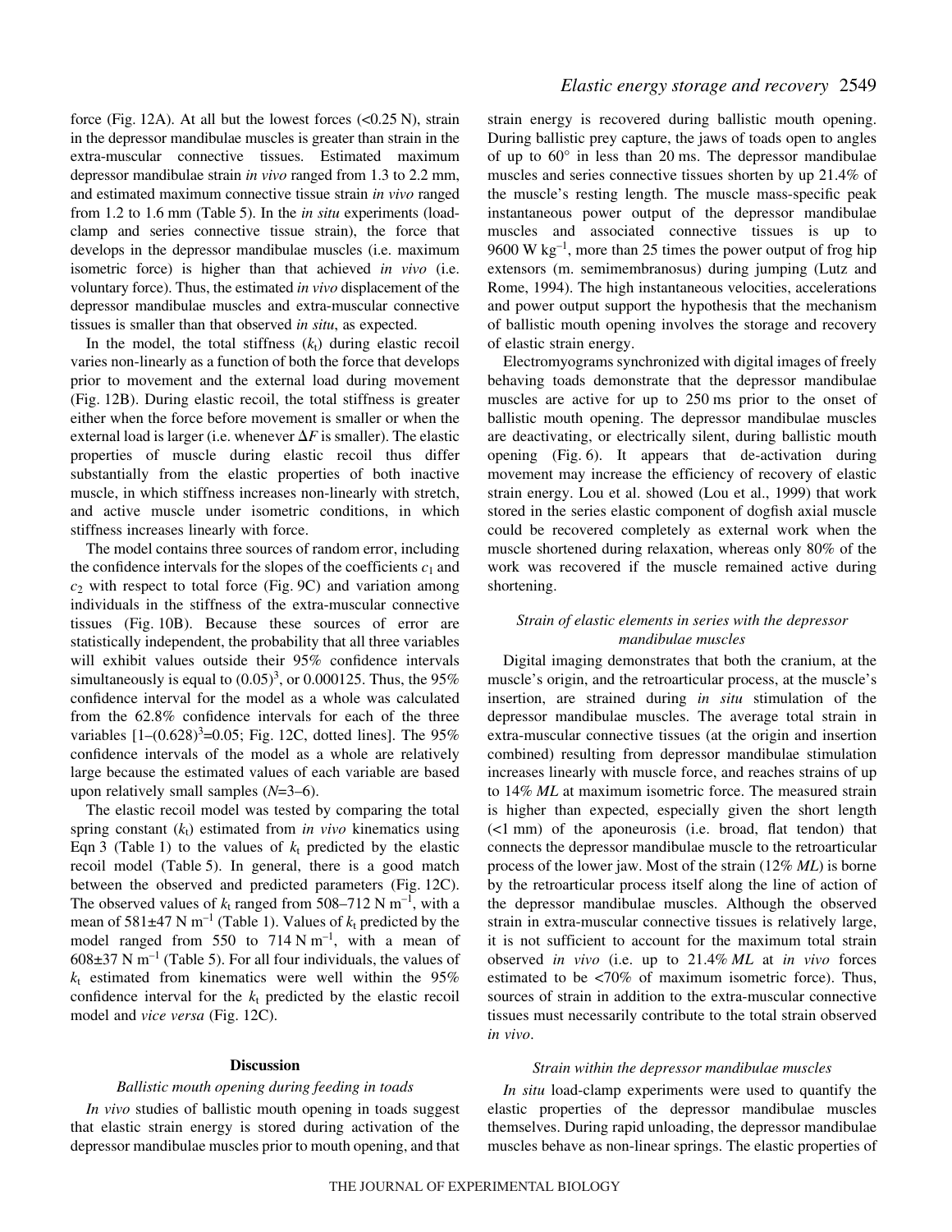force (Fig. 12A). At all but the lowest forces (<0.25 N), strain in the depressor mandibulae muscles is greater than strain in the extra-muscular connective tissues. Estimated maximum depressor mandibulae strain *in vivo* ranged from 1.3 to 2.2 mm, and estimated maximum connective tissue strain *in vivo* ranged from 1.2 to 1.6 mm (Table 5). In the *in situ* experiments (load-clamp and series connective tissue strain), the force that develops in the depressor mandibulae muscles (i.e. maximum isometric force) is higher than that achieved *in vivo* (i.e. voluntary force). Thus, the estimated *in vivo* displacement of the depressor mandibulae muscles and extra-muscular connective tissues is smaller than that observed *in situ*, as expected.

In the model, the total stiffness ($k_t$) during elastic recoil varies non-linearly as a function of both the force that develops prior to movement and the external load during movement (Fig. 12B). During elastic recoil, the total stiffness is greater either when the force before movement is smaller or when the external load is larger (i.e. whenever $\Delta F$ is smaller). The elastic properties of muscle during elastic recoil thus differ substantially from the elastic properties of both inactive muscle, in which stiffness increases non-linearly with stretch, and active muscle under isometric conditions, in which stiffness increases linearly with force.

The model contains three sources of random error, including the confidence intervals for the slopes of the coefficients $c_1$ and $c_2$ with respect to total force (Fig. 9C) and variation among individuals in the stiffness of the extra-muscular connective tissues (Fig. 10B). Because these sources of error are statistically independent, the probability that all three variables will exhibit values outside their 95% confidence intervals simultaneously is equal to $(0.05)^3$, or 0.000125. Thus, the 95% confidence interval for the model as a whole was calculated from the 62.8% confidence intervals for each of the three variables $[1-(0.628)^3=0.05$; Fig. 12C, dotted lines]. The 95% confidence intervals of the model as a whole are relatively large because the estimated values of each variable are based upon relatively small samples ($N$=3–6).

The elastic recoil model was tested by comparing the total spring constant ($k_t$) estimated from *in vivo* kinematics using Eqn 3 (Table 1) to the values of $k_t$ predicted by the elastic recoil model (Table 5). In general, there is a good match between the observed and predicted parameters (Fig. 12C). The observed values of $k_t$ ranged from 508–712 N m$^{-1}$, with a mean of 581±47 N m$^{-1}$ (Table 1). Values of $k_t$ predicted by the model ranged from 550 to 714 N m$^{-1}$, with a mean of 608±37 N m$^{-1}$ (Table 5). For all four individuals, the values of $k_t$ estimated from kinematics were well within the 95% confidence interval for the $k_t$ predicted by the elastic recoil model and *vice versa* (Fig. 12C).

## Discussion

### *Ballistic mouth opening during feeding in toads*

*In vivo* studies of ballistic mouth opening in toads suggest that elastic strain energy is stored during activation of the depressor mandibulae muscles prior to mouth opening, and that strain energy is recovered during ballistic mouth opening. During ballistic prey capture, the jaws of toads open to angles of up to 60° in less than 20 ms. The depressor mandibulae muscles and series connective tissues shorten by up 21.4% of the muscle's resting length. The muscle mass-specific peak instantaneous power output of the depressor mandibulae muscles and associated connective tissues is up to 9600 W kg$^{-1}$, more than 25 times the power output of frog hip extensors (m. semimembranosus) during jumping (Lutz and Rome, 1994). The high instantaneous velocities, accelerations and power output support the hypothesis that the mechanism of ballistic mouth opening involves the storage and recovery of elastic strain energy.

Electromyograms synchronized with digital images of freely behaving toads demonstrate that the depressor mandibulae muscles are active for up to 250 ms prior to the onset of ballistic mouth opening. The depressor mandibulae muscles are deactivating, or electrically silent, during ballistic mouth opening (Fig. 6). It appears that de-activation during movement may increase the efficiency of recovery of elastic strain energy. Lou et al. showed (Lou et al., 1999) that work stored in the series elastic component of dogfish axial muscle could be recovered completely as external work when the muscle shortened during relaxation, whereas only 80% of the work was recovered if the muscle remained active during shortening.

### *Strain of elastic elements in series with the depressor mandibulae muscles*

Digital imaging demonstrates that both the cranium, at the muscle's origin, and the retroarticular process, at the muscle's insertion, are strained during *in situ* stimulation of the depressor mandibulae muscles. The average total strain in extra-muscular connective tissues (at the origin and insertion combined) resulting from depressor mandibulae stimulation increases linearly with muscle force, and reaches strains of up to 14% *ML* at maximum isometric force. The measured strain is higher than expected, especially given the short length (<1 mm) of the aponeurosis (i.e. broad, flat tendon) that connects the depressor mandibulae muscle to the retroarticular process of the lower jaw. Most of the strain (12% *ML*) is borne by the retroarticular process itself along the line of action of the depressor mandibulae muscles. Although the observed strain in extra-muscular connective tissues is relatively large, it is not sufficient to account for the maximum total strain observed *in vivo* (i.e. up to 21.4% *ML* at *in vivo* forces estimated to be <70% of maximum isometric force). Thus, sources of strain in addition to the extra-muscular connective tissues must necessarily contribute to the total strain observed *in vivo*.

### *Strain within the depressor mandibulae muscles*

*In situ* load-clamp experiments were used to quantify the elastic properties of the depressor mandibulae muscles themselves. During rapid unloading, the depressor mandibulae muscles behave as non-linear springs. The elastic properties of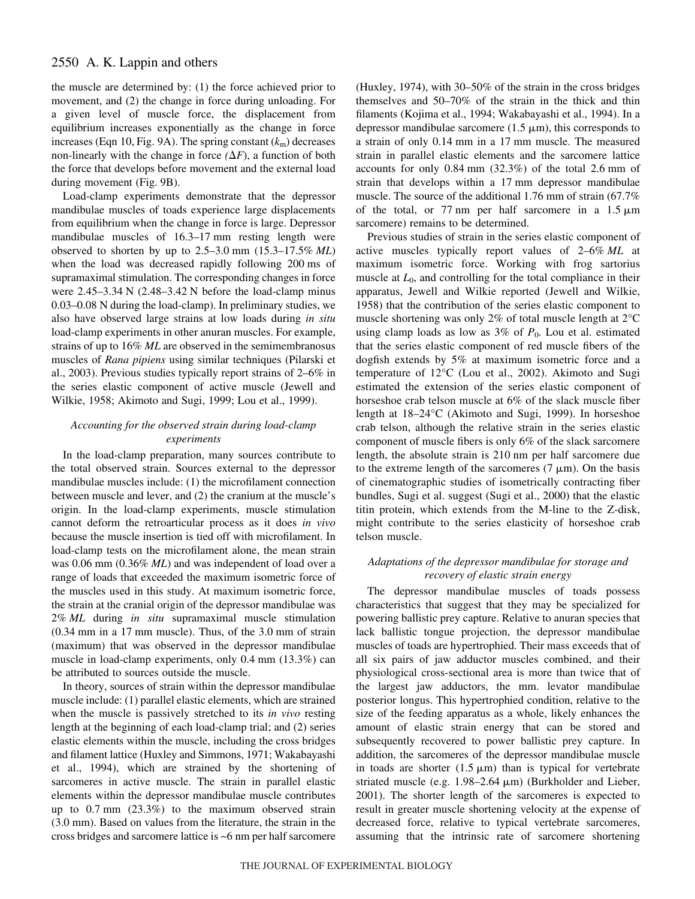the muscle are determined by: (1) the force achieved prior to movement, and (2) the change in force during unloading. For a given level of muscle force, the displacement from equilibrium increases exponentially as the change in force increases (Eqn 10, Fig. 9A). The spring constant ($k_m$) decreases non-linearly with the change in force ($\Delta F$), a function of both the force that develops before movement and the external load during movement (Fig. 9B).

Load-clamp experiments demonstrate that the depressor mandibulae muscles of toads experience large displacements from equilibrium when the change in force is large. Depressor mandibulae muscles of 16.3–17 mm resting length were observed to shorten by up to 2.5–3.0 mm (15.3–17.5% *ML*) when the load was decreased rapidly following 200 ms of supramaximal stimulation. The corresponding changes in force were 2.45–3.34 N (2.48–3.42 N before the load-clamp minus 0.03–0.08 N during the load-clamp). In preliminary studies, we also have observed large strains at low loads during *in situ* load-clamp experiments in other anuran muscles. For example, strains of up to 16% *ML* are observed in the semimembranosus muscles of *Rana pipiens* using similar techniques (Pilarski et al., 2003). Previous studies typically report strains of 2–6% in the series elastic component of active muscle (Jewell and Wilkie, 1958; Akimoto and Sugi, 1999; Lou et al., 1999).

### *Accounting for the observed strain during load-clamp experiments*

In the load-clamp preparation, many sources contribute to the total observed strain. Sources external to the depressor mandibulae muscles include: (1) the microfilament connection between muscle and lever, and (2) the cranium at the muscle's origin. In the load-clamp experiments, muscle stimulation cannot deform the retroarticular process as it does *in vivo* because the muscle insertion is tied off with microfilament. In load-clamp tests on the microfilament alone, the mean strain was 0.06 mm (0.36% *ML*) and was independent of load over a range of loads that exceeded the maximum isometric force of the muscles used in this study. At maximum isometric force, the strain at the cranial origin of the depressor mandibulae was 2% *ML* during *in situ* supramaximal muscle stimulation (0.34 mm in a 17 mm muscle). Thus, of the 3.0 mm of strain (maximum) that was observed in the depressor mandibulae muscle in load-clamp experiments, only 0.4 mm (13.3%) can be attributed to sources outside the muscle.

In theory, sources of strain within the depressor mandibulae muscle include: (1) parallel elastic elements, which are strained when the muscle is passively stretched to its *in vivo* resting length at the beginning of each load-clamp trial; and (2) series elastic elements within the muscle, including the cross bridges and filament lattice (Huxley and Simmons, 1971; Wakabayashi et al., 1994), which are strained by the shortening of sarcomeres in active muscle. The strain in parallel elastic elements within the depressor mandibulae muscle contributes up to 0.7 mm (23.3%) to the maximum observed strain (3.0 mm). Based on values from the literature, the strain in the cross bridges and sarcomere lattice is ~6 nm per half sarcomere (Huxley, 1974), with 30–50% of the strain in the cross bridges themselves and 50–70% of the strain in the thick and thin filaments (Kojima et al., 1994; Wakabayashi et al., 1994). In a depressor mandibulae sarcomere (1.5 μm), this corresponds to a strain of only 0.14 mm in a 17 mm muscle. The measured strain in parallel elastic elements and the sarcomere lattice accounts for only 0.84 mm (32.3%) of the total 2.6 mm of strain that develops within a 17 mm depressor mandibulae muscle. The source of the additional 1.76 mm of strain (67.7% of the total, or 77 nm per half sarcomere in a 1.5 μm sarcomere) remains to be determined.

Previous studies of strain in the series elastic component of active muscles typically report values of 2–6% *ML* at maximum isometric force. Working with frog sartorius muscle at $L_0$, and controlling for the total compliance in their apparatus, Jewell and Wilkie reported (Jewell and Wilkie, 1958) that the contribution of the series elastic component to muscle shortening was only 2% of total muscle length at 2°C using clamp loads as low as 3% of $P_0$. Lou et al. estimated that the series elastic component of red muscle fibers of the dogfish extends by 5% at maximum isometric force and a temperature of 12°C (Lou et al., 2002). Akimoto and Sugi estimated the extension of the series elastic component of horseshoe crab telson muscle at 6% of the slack muscle fiber length at 18–24°C (Akimoto and Sugi, 1999). In horseshoe crab telson, although the relative strain in the series elastic component of muscle fibers is only 6% of the slack sarcomere length, the absolute strain is 210 nm per half sarcomere due to the extreme length of the sarcomeres (7 μm). On the basis of cinematographic studies of isometrically contracting fiber bundles, Sugi et al. suggest (Sugi et al., 2000) that the elastic titin protein, which extends from the M-line to the Z-disk, might contribute to the series elasticity of horseshoe crab telson muscle.

### *Adaptations of the depressor mandibulae for storage and recovery of elastic strain energy*

The depressor mandibulae muscles of toads possess characteristics that suggest that they may be specialized for powering ballistic prey capture. Relative to anuran species that lack ballistic tongue projection, the depressor mandibulae muscles of toads are hypertrophied. Their mass exceeds that of all six pairs of jaw adductor muscles combined, and their physiological cross-sectional area is more than twice that of the largest jaw adductors, the mm. levator mandibulae posterior longus. This hypertrophied condition, relative to the size of the feeding apparatus as a whole, likely enhances the amount of elastic strain energy that can be stored and subsequently recovered to power ballistic prey capture. In addition, the sarcomeres of the depressor mandibulae muscle in toads are shorter (1.5 μm) than is typical for vertebrate striated muscle (e.g. 1.98–2.64 μm) (Burkholder and Lieber, 2001). The shorter length of the sarcomeres is expected to result in greater muscle shortening velocity at the expense of decreased force, relative to typical vertebrate sarcomeres, assuming that the intrinsic rate of sarcomere shortening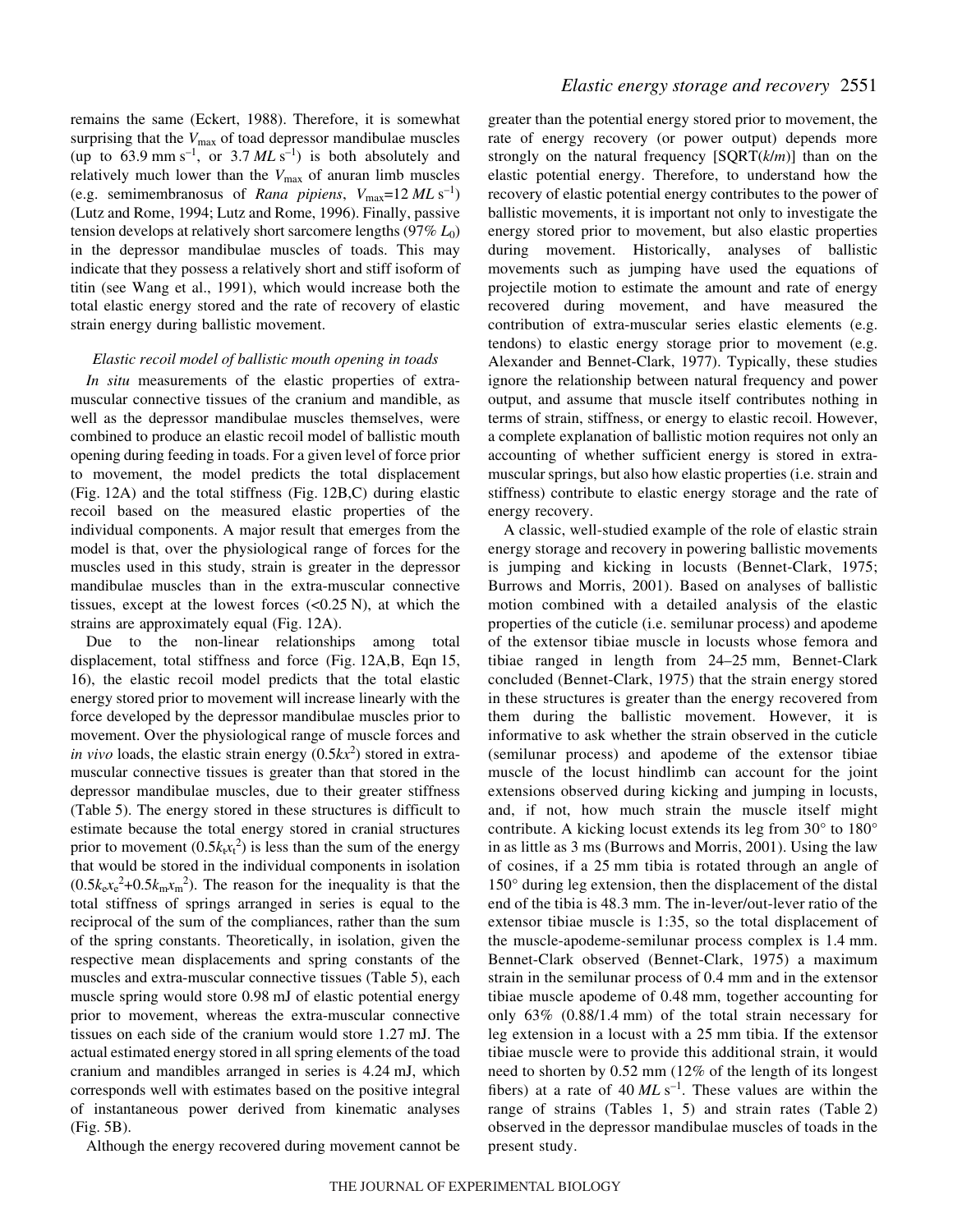remains the same (Eckert, 1988). Therefore, it is somewhat surprising that the $V_{max}$ of toad depressor mandibulae muscles (up to 63.9 mm $s^{-1}$, or 3.7 $ML$ $s^{-1}$) is both absolutely and relatively much lower than the $V_{max}$ of anuran limb muscles (e.g. semimembranosus of *Rana pipiens*, $V_{max}$=12 $ML$ $s^{-1}$) (Lutz and Rome, 1994; Lutz and Rome, 1996). Finally, passive tension develops at relatively short sarcomere lengths (97% $L_0$) in the depressor mandibulae muscles of toads. This may indicate that they possess a relatively short and stiff isoform of titin (see Wang et al., 1991), which would increase both the total elastic energy stored and the rate of recovery of elastic strain energy during ballistic movement.

### *Elastic recoil model of ballistic mouth opening in toads*

*In situ* measurements of the elastic properties of extra-muscular connective tissues of the cranium and mandible, as well as the depressor mandibulae muscles themselves, were combined to produce an elastic recoil model of ballistic mouth opening during feeding in toads. For a given level of force prior to movement, the model predicts the total displacement (Fig. 12A) and the total stiffness (Fig. 12B,C) during elastic recoil based on the measured elastic properties of the individual components. A major result that emerges from the model is that, over the physiological range of forces for the muscles used in this study, strain is greater in the depressor mandibulae muscles than in the extra-muscular connective tissues, except at the lowest forces (<0.25 N), at which the strains are approximately equal (Fig. 12A).

Due to the non-linear relationships among total displacement, total stiffness and force (Fig. 12A,B, Eqn 15, 16), the elastic recoil model predicts that the total elastic energy stored prior to movement will increase linearly with the force developed by the depressor mandibulae muscles prior to movement. Over the physiological range of muscle forces and *in vivo* loads, the elastic strain energy ($0.5kx^2$) stored in extra-muscular connective tissues is greater than that stored in the depressor mandibulae muscles, due to their greater stiffness (Table 5). The energy stored in these structures is difficult to estimate because the total energy stored in cranial structures prior to movement ($0.5k_tx_t^2$) is less than the sum of the energy that would be stored in the individual components in isolation ($0.5k_ex_e^2$+$0.5k_mx_m^2$). The reason for the inequality is that the total stiffness of springs arranged in series is equal to the reciprocal of the sum of the compliances, rather than the sum of the spring constants. Theoretically, in isolation, given the respective mean displacements and spring constants of the muscles and extra-muscular connective tissues (Table 5), each muscle spring would store 0.98 mJ of elastic potential energy prior to movement, whereas the extra-muscular connective tissues on each side of the cranium would store 1.27 mJ. The actual estimated energy stored in all spring elements of the toad cranium and mandibles arranged in series is 4.24 mJ, which corresponds well with estimates based on the positive integral of instantaneous power derived from kinematic analyses (Fig. 5B).

Although the energy recovered during movement cannot be greater than the potential energy stored prior to movement, the rate of energy recovery (or power output) depends more strongly on the natural frequency [SQRT($k$/$m$)] than on the elastic potential energy. Therefore, to understand how the recovery of elastic potential energy contributes to the power of ballistic movements, it is important not only to investigate the energy stored prior to movement, but also elastic properties during movement. Historically, analyses of ballistic movements such as jumping have used the equations of projectile motion to estimate the amount and rate of energy recovered during movement, and have measured the contribution of extra-muscular series elastic elements (e.g. tendons) to elastic energy storage prior to movement (e.g. Alexander and Bennet-Clark, 1977). Typically, these studies ignore the relationship between natural frequency and power output, and assume that muscle itself contributes nothing in terms of strain, stiffness, or energy to elastic recoil. However, a complete explanation of ballistic motion requires not only an accounting of whether sufficient energy is stored in extra-muscular springs, but also how elastic properties (i.e. strain and stiffness) contribute to elastic energy storage and the rate of energy recovery.

A classic, well-studied example of the role of elastic strain energy storage and recovery in powering ballistic movements is jumping and kicking in locusts (Bennet-Clark, 1975; Burrows and Morris, 2001). Based on analyses of ballistic motion combined with a detailed analysis of the elastic properties of the cuticle (i.e. semilunar process) and apodeme of the extensor tibiae muscle in locusts whose femora and tibiae ranged in length from 24–25 mm, Bennet-Clark concluded (Bennet-Clark, 1975) that the strain energy stored in these structures is greater than the energy recovered from them during the ballistic movement. However, it is informative to ask whether the strain observed in the cuticle (semilunar process) and apodeme of the extensor tibiae muscle of the locust hindlimb can account for the joint extensions observed during kicking and jumping in locusts, and, if not, how much strain the muscle itself might contribute. A kicking locust extends its leg from 30° to 180° in as little as 3 ms (Burrows and Morris, 2001). Using the law of cosines, if a 25 mm tibia is rotated through an angle of 150° during leg extension, then the displacement of the distal end of the tibia is 48.3 mm. The in-lever/out-lever ratio of the extensor tibiae muscle is 1:35, so the total displacement of the muscle-apodeme-semilunar process complex is 1.4 mm. Bennet-Clark observed (Bennet-Clark, 1975) a maximum strain in the semilunar process of 0.4 mm and in the extensor tibiae muscle apodeme of 0.48 mm, together accounting for only 63% (0.88/1.4 mm) of the total strain necessary for leg extension in a locust with a 25 mm tibia. If the extensor tibiae muscle were to provide this additional strain, it would need to shorten by 0.52 mm (12% of the length of its longest fibers) at a rate of 40 $ML$ $s^{-1}$. These values are within the range of strains (Tables 1, 5) and strain rates (Table 2) observed in the depressor mandibulae muscles of toads in the present study.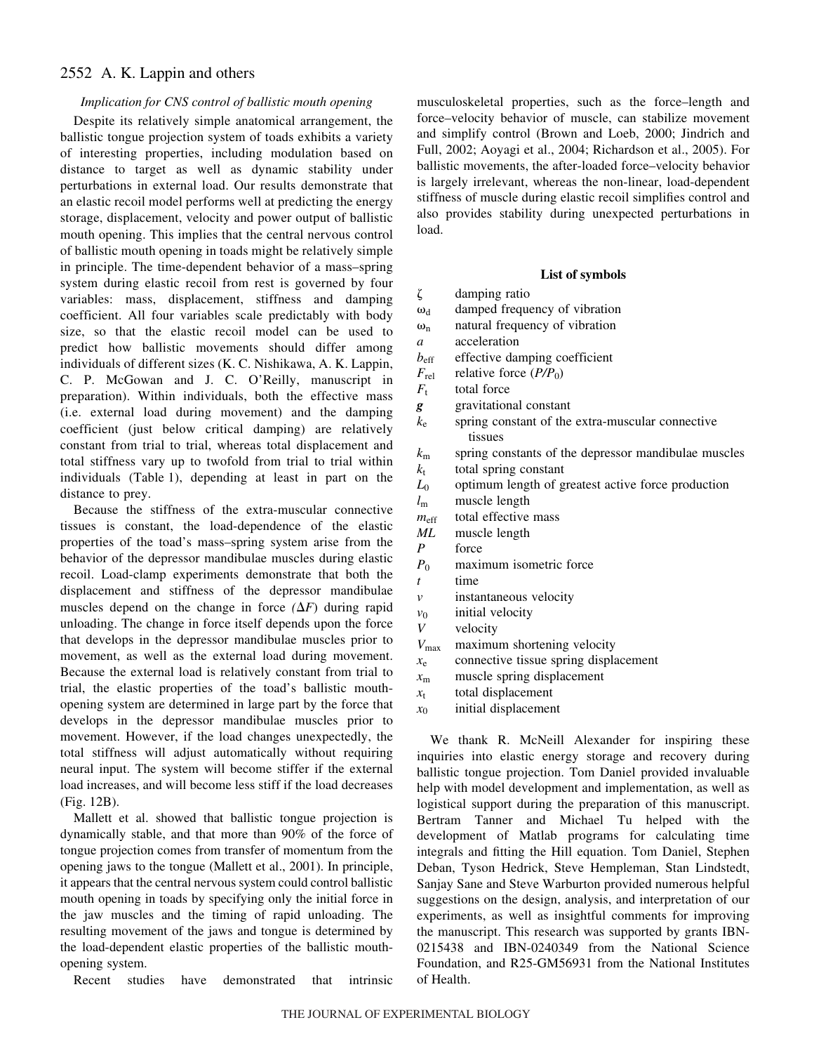### *Implication for CNS control of ballistic mouth opening*

Despite its relatively simple anatomical arrangement, the ballistic tongue projection system of toads exhibits a variety of interesting properties, including modulation based on distance to target as well as dynamic stability under perturbations in external load. Our results demonstrate that an elastic recoil model performs well at predicting the energy storage, displacement, velocity and power output of ballistic mouth opening. This implies that the central nervous control of ballistic mouth opening in toads might be relatively simple in principle. The time-dependent behavior of a mass–spring system during elastic recoil from rest is governed by four variables: mass, displacement, stiffness and damping coefficient. All four variables scale predictably with body size, so that the elastic recoil model can be used to predict how ballistic movements should differ among individuals of different sizes (K. C. Nishikawa, A. K. Lappin, C. P. McGowan and J. C. O'Reilly, manuscript in preparation). Within individuals, both the effective mass (i.e. external load during movement) and the damping coefficient (just below critical damping) are relatively constant from trial to trial, whereas total displacement and total stiffness vary up to twofold from trial to trial within individuals (Table 1), depending at least in part on the distance to prey.

Because the stiffness of the extra-muscular connective tissues is constant, the load-dependence of the elastic properties of the toad's mass–spring system arise from the behavior of the depressor mandibulae muscles during elastic recoil. Load-clamp experiments demonstrate that both the displacement and stiffness of the depressor mandibulae muscles depend on the change in force ($\Delta F$) during rapid unloading. The change in force itself depends upon the force that develops in the depressor mandibulae muscles prior to movement, as well as the external load during movement. Because the external load is relatively constant from trial to trial, the elastic properties of the toad's ballistic mouth-opening system are determined in large part by the force that develops in the depressor mandibulae muscles prior to movement. However, if the load changes unexpectedly, the total stiffness will adjust automatically without requiring neural input. The system will become stiffer if the external load increases, and will become less stiff if the load decreases (Fig. 12B).

Mallett et al. showed that ballistic tongue projection is dynamically stable, and that more than 90% of the force of tongue projection comes from transfer of momentum from the opening jaws to the tongue (Mallett et al., 2001). In principle, it appears that the central nervous system could control ballistic mouth opening in toads by specifying only the initial force in the jaw muscles and the timing of rapid unloading. The resulting movement of the jaws and tongue is determined by the load-dependent elastic properties of the ballistic mouth-opening system.

Recent studies have demonstrated that intrinsic musculoskeletal properties, such as the force–length and force–velocity behavior of muscle, can stabilize movement and simplify control (Brown and Loeb, 2000; Jindrich and Full, 2002; Aoyagi et al., 2004; Richardson et al., 2005). For ballistic movements, the after-loaded force–velocity behavior is largely irrelevant, whereas the non-linear, load-dependent stiffness of muscle during elastic recoil simplifies control and also provides stability during unexpected perturbations in load.

#### List of symbols

| | |
|---|---|
| $\zeta$ | damping ratio |
| $\omega_d$ | damped frequency of vibration |
| $\omega_n$ | natural frequency of vibration |
| $a$ | acceleration |
| $b_{eff}$ | effective damping coefficient |
| $F_{rel}$ | relative force ($P/P_0$) |
| $F_t$ | total force |
| $\boldsymbol{g}$ | gravitational constant |
| $k_e$ | spring constant of the extra-muscular connective tissues |
| $k_m$ | spring constants of the depressor mandibulae muscles |
| $k_t$ | total spring constant |
| $L_0$ | optimum length of greatest active force production |
| $l_m$ | muscle length |
| $m_{eff}$ | total effective mass |
| $ML$ | muscle length |
| $P$ | force |
| $P_0$ | maximum isometric force |
| $t$ | time |
| $v$ | instantaneous velocity |
| $v_0$ | initial velocity |
| $V$ | velocity |
| $V_{max}$ | maximum shortening velocity |
| $x_e$ | connective tissue spring displacement |
| $x_m$ | muscle spring displacement |
| $x_t$ | total displacement |
| $x_0$ | initial displacement |

We thank R. McNeill Alexander for inspiring these inquiries into elastic energy storage and recovery during ballistic tongue projection. Tom Daniel provided invaluable help with model development and implementation, as well as logistical support during the preparation of this manuscript. Bertram Tanner and Michael Tu helped with the development of Matlab programs for calculating time integrals and fitting the Hill equation. Tom Daniel, Stephen Deban, Tyson Hedrick, Steve Hempleman, Stan Lindstedt, Sanjay Sane and Steve Warburton provided numerous helpful suggestions on the design, analysis, and interpretation of our experiments, as well as insightful comments for improving the manuscript. This research was supported by grants IBN-0215438 and IBN-0240349 from the National Science Foundation, and R25-GM56931 from the National Institutes of Health.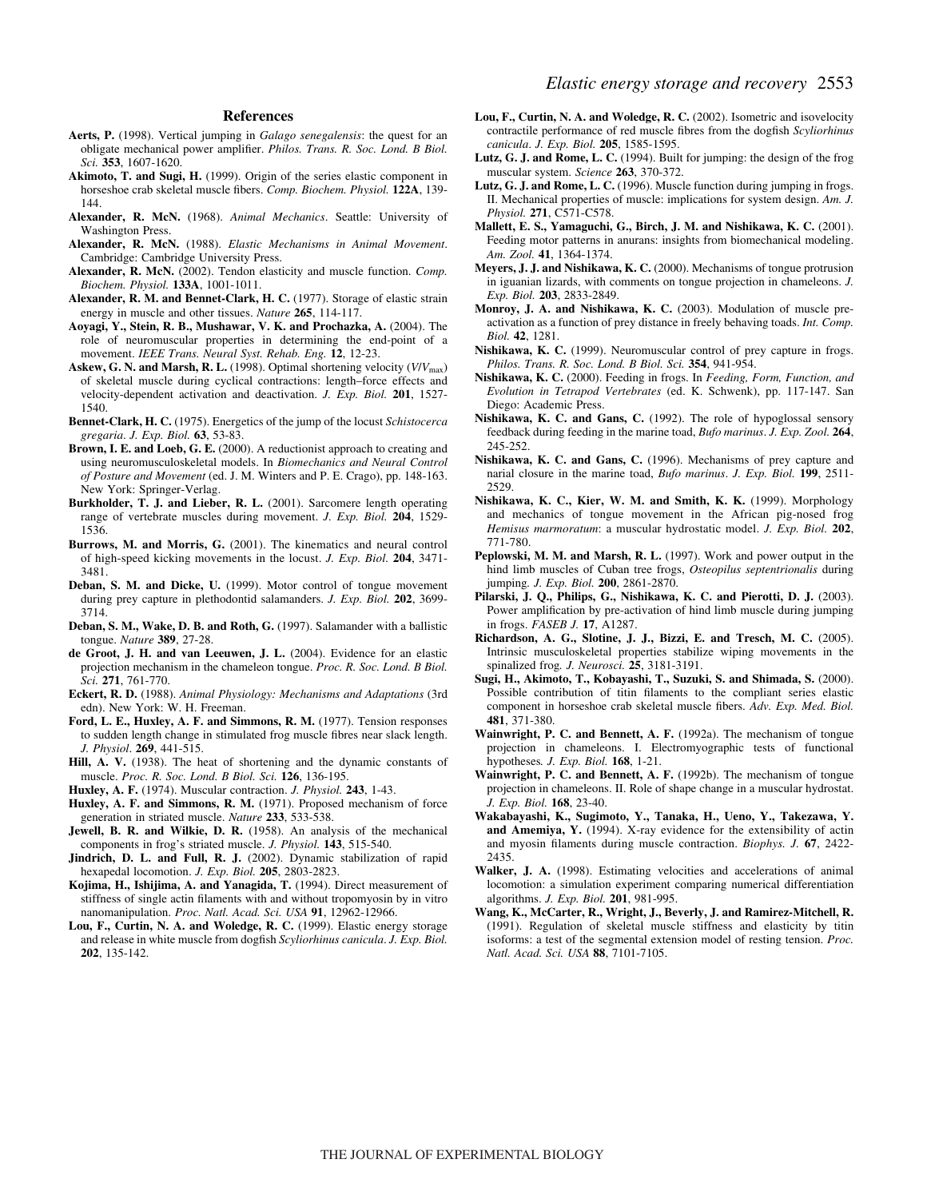## References

**Aerts, P.** (1998). Vertical jumping in *Galago senegalensis*: the quest for an obligate mechanical power amplifier. *Philos. Trans. R. Soc. Lond. B Biol. Sci.* **353**, 1607-1620.

**Akimoto, T. and Sugi, H.** (1999). Origin of the series elastic component in horseshoe crab skeletal muscle fibers. *Comp. Biochem. Physiol.* **122A**, 139-144.

**Alexander, R. McN.** (1968). *Animal Mechanics*. Seattle: University of Washington Press.

**Alexander, R. McN.** (1988). *Elastic Mechanisms in Animal Movement*. Cambridge: Cambridge University Press.

**Alexander, R. McN.** (2002). Tendon elasticity and muscle function. *Comp. Biochem. Physiol.* **133A**, 1001-1011.

**Alexander, R. M. and Bennet-Clark, H. C.** (1977). Storage of elastic strain energy in muscle and other tissues. *Nature* **265**, 114-117.

**Aoyagi, Y., Stein, R. B., Mushawar, V. K. and Prochazka, A.** (2004). The role of neuromuscular properties in determining the end-point of a movement. *IEEE Trans. Neural Syst. Rehab. Eng.* **12**, 12-23.

**Askew, G. N. and Marsh, R. L.** (1998). Optimal shortening velocity ($V/V_{max}$) of skeletal muscle during cyclical contractions: length–force effects and velocity-dependent activation and deactivation. *J. Exp. Biol.* **201**, 1527-1540.

**Bennet-Clark, H. C.** (1975). Energetics of the jump of the locust *Schistocerca gregaria*. *J. Exp. Biol.* **63**, 53-83.

**Brown, I. E. and Loeb, G. E.** (2000). A reductionist approach to creating and using neuromusculoskeletal models. In *Biomechanics and Neural Control of Posture and Movement* (ed. J. M. Winters and P. E. Crago), pp. 148-163. New York: Springer-Verlag.

**Burkholder, T. J. and Lieber, R. L.** (2001). Sarcomere length operating range of vertebrate muscles during movement. *J. Exp. Biol.* **204**, 1529-1536.

**Burrows, M. and Morris, G.** (2001). The kinematics and neural control of high-speed kicking movements in the locust. *J. Exp. Biol.* **204**, 3471-3481.

**Deban, S. M. and Dicke, U.** (1999). Motor control of tongue movement during prey capture in plethodontid salamanders. *J. Exp. Biol.* **202**, 3699-3714.

**Deban, S. M., Wake, D. B. and Roth, G.** (1997). Salamander with a ballistic tongue. *Nature* **389**, 27-28.

**de Groot, J. H. and van Leeuwen, J. L.** (2004). Evidence for an elastic projection mechanism in the chameleon tongue. *Proc. R. Soc. Lond. B Biol. Sci.* **271**, 761-770.

**Eckert, R. D.** (1988). *Animal Physiology: Mechanisms and Adaptations* (3rd edn). New York: W. H. Freeman.

**Ford, L. E., Huxley, A. F. and Simmons, R. M.** (1977). Tension responses to sudden length change in stimulated frog muscle fibres near slack length. *J. Physiol*. **269**, 441-515.

**Hill, A. V.** (1938). The heat of shortening and the dynamic constants of muscle. *Proc. R. Soc. Lond. B Biol. Sci.* **126**, 136-195.

**Huxley, A. F.** (1974). Muscular contraction. *J. Physiol.* **243**, 1-43.

**Huxley, A. F. and Simmons, R. M.** (1971). Proposed mechanism of force generation in striated muscle. *Nature* **233**, 533-538.

**Jewell, B. R. and Wilkie, D. R.** (1958). An analysis of the mechanical components in frog's striated muscle. *J. Physiol.* **143**, 515-540.

**Jindrich, D. L. and Full, R. J.** (2002). Dynamic stabilization of rapid hexapedal locomotion. *J. Exp. Biol.* **205**, 2803-2823.

**Kojima, H., Ishijima, A. and Yanagida, T.** (1994). Direct measurement of stiffness of single actin filaments with and without tropomyosin by in vitro nanomanipulation. *Proc. Natl. Acad. Sci. USA* **91**, 12962-12966.

**Lou, F., Curtin, N. A. and Woledge, R. C.** (1999). Elastic energy storage and release in white muscle from dogfish *Scyliorhinus canicula*. *J. Exp. Biol.* **202**, 135-142.

**Lou, F., Curtin, N. A. and Woledge, R. C.** (2002). Isometric and isovelocity contractile performance of red muscle fibres from the dogfish *Scyliorhinus canicula*. *J. Exp. Biol.* **205**, 1585-1595.

**Lutz, G. J. and Rome, L. C.** (1994). Built for jumping: the design of the frog muscular system. *Science* **263**, 370-372.

**Lutz, G. J. and Rome, L. C.** (1996). Muscle function during jumping in frogs. II. Mechanical properties of muscle: implications for system design. *Am. J. Physiol.* **271**, C571-C578.

**Mallett, E. S., Yamaguchi, G., Birch, J. M. and Nishikawa, K. C.** (2001). Feeding motor patterns in anurans: insights from biomechanical modeling. *Am. Zool.* **41**, 1364-1374.

**Meyers, J. J. and Nishikawa, K. C.** (2000). Mechanisms of tongue protrusion in iguanian lizards, with comments on tongue projection in chameleons. *J. Exp. Biol.* **203**, 2833-2849.

**Monroy, J. A. and Nishikawa, K. C.** (2003). Modulation of muscle pre-activation as a function of prey distance in freely behaving toads. *Int. Comp. Biol.* **42**, 1281.

**Nishikawa, K. C.** (1999). Neuromuscular control of prey capture in frogs. *Philos. Trans. R. Soc. Lond. B Biol. Sci.* **354**, 941-954.

**Nishikawa, K. C.** (2000). Feeding in frogs. In *Feeding, Form, Function, and Evolution in Tetrapod Vertebrates* (ed. K. Schwenk), pp. 117-147. San Diego: Academic Press.

**Nishikawa, K. C. and Gans, C.** (1992). The role of hypoglossal sensory feedback during feeding in the marine toad, *Bufo marinus*. *J. Exp. Zool.* **264**, 245-252.

**Nishikawa, K. C. and Gans, C.** (1996). Mechanisms of prey capture and narial closure in the marine toad, *Bufo marinus*. *J. Exp. Biol.* **199**, 2511-2529.

**Nishikawa, K. C., Kier, W. M. and Smith, K. K.** (1999). Morphology and mechanics of tongue movement in the African pig-nosed frog *Hemisus marmoratum*: a muscular hydrostatic model. *J. Exp. Biol.* **202**, 771-780.

**Peplowski, M. M. and Marsh, R. L.** (1997). Work and power output in the hind limb muscles of Cuban tree frogs, *Osteopilus septentrionalis* during jumping. *J. Exp. Biol.* **200**, 2861-2870.

**Pilarski, J. Q., Philips, G., Nishikawa, K. C. and Pierotti, D. J.** (2003). Power amplification by pre-activation of hind limb muscle during jumping in frogs. *FASEB J.* **17**, A1287.

**Richardson, A. G., Slotine, J. J., Bizzi, E. and Tresch, M. C.** (2005). Intrinsic musculoskeletal properties stabilize wiping movements in the spinalized frog*. J. Neurosci.* **25**, 3181-3191.

**Sugi, H., Akimoto, T., Kobayashi, T., Suzuki, S. and Shimada, S.** (2000). Possible contribution of titin filaments to the compliant series elastic component in horseshoe crab skeletal muscle fibers. *Adv. Exp. Med. Biol.* **481**, 371-380.

**Wainwright, P. C. and Bennett, A. F.** (1992a). The mechanism of tongue projection in chameleons. I. Electromyographic tests of functional hypotheses*. J. Exp. Biol.* **168**, 1-21.

**Wainwright, P. C. and Bennett, A. F.** (1992b). The mechanism of tongue projection in chameleons. II. Role of shape change in a muscular hydrostat. *J. Exp. Biol.* **168**, 23-40.

**Wakabayashi, K., Sugimoto, Y., Tanaka, H., Ueno, Y., Takezawa, Y. and Amemiya, Y.** (1994). X-ray evidence for the extensibility of actin and myosin filaments during muscle contraction. *Biophys. J.* **67**, 2422-2435.

**Walker, J. A.** (1998). Estimating velocities and accelerations of animal locomotion: a simulation experiment comparing numerical differentiation algorithms. *J. Exp. Biol.* **201**, 981-995.

**Wang, K., McCarter, R., Wright, J., Beverly, J. and Ramirez-Mitchell, R.** (1991). Regulation of skeletal muscle stiffness and elasticity by titin isoforms: a test of the segmental extension model of resting tension. *Proc. Natl. Acad. Sci. USA* **88**, 7101-7105.